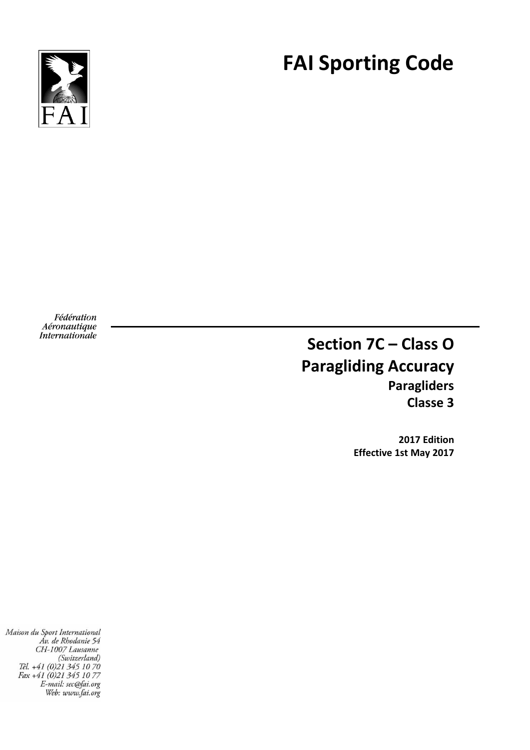# FAI Sporting Code

FAI

*Fédération Aéronautique Internationale*

## Section 7C – Class O
## Paragliding Accuracy

**Paragliders**

**Classe 3**

**2017 Edition**
**Effective 1st May 2017**

*Maison du Sport International*
*Av. de Rhodanie 54*
*CH-1007 Lausanne*
*(Switzerland)*
*Tél. +41 (0)21 345 10 70*
*Fax +41 (0)21 345 10 77*
*E-mail: sec@fai.org*
*Web: www.fai.org*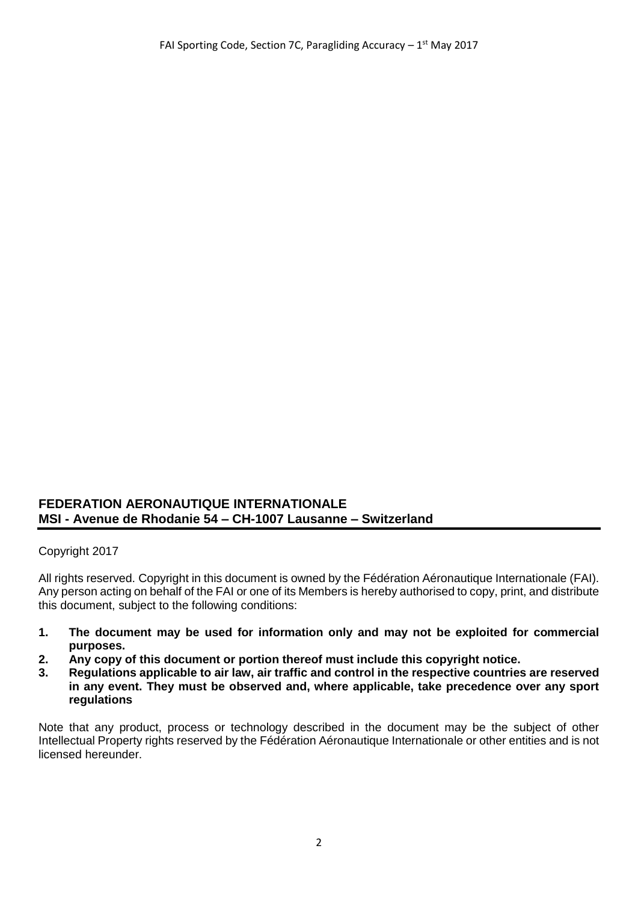**FEDERATION AERONAUTIQUE INTERNATIONALE**
**MSI - Avenue de Rhodanie 54 – CH-1007 Lausanne – Switzerland**

Copyright 2017

All rights reserved. Copyright in this document is owned by the Fédération Aéronautique Internationale (FAI). Any person acting on behalf of the FAI or one of its Members is hereby authorised to copy, print, and distribute this document, subject to the following conditions:

1. **The document may be used for information only and may not be exploited for commercial purposes.**
2. **Any copy of this document or portion thereof must include this copyright notice.**
3. **Regulations applicable to air law, air traffic and control in the respective countries are reserved in any event. They must be observed and, where applicable, take precedence over any sport regulations**

Note that any product, process or technology described in the document may be the subject of other Intellectual Property rights reserved by the Fédération Aéronautique Internationale or other entities and is not licensed hereunder.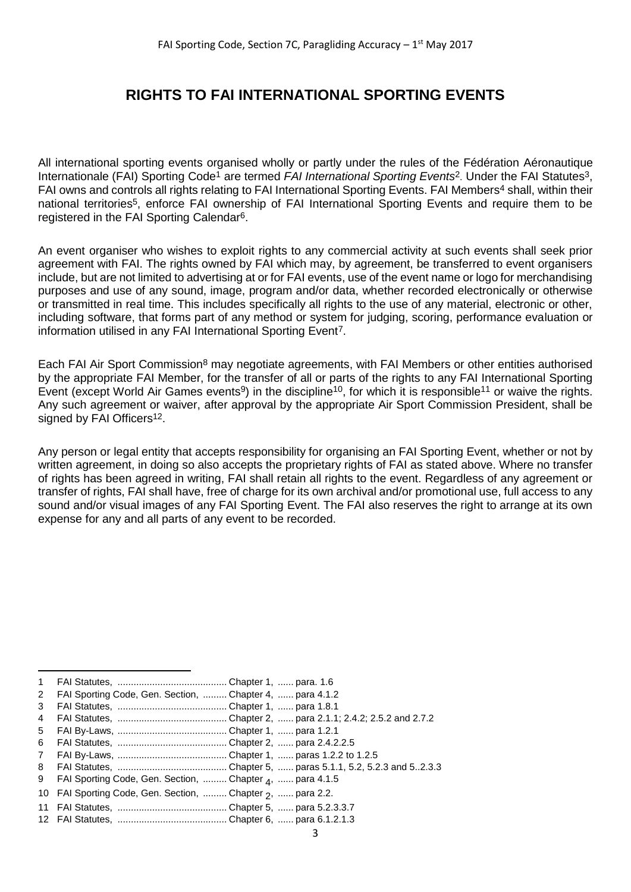# RIGHTS TO FAI INTERNATIONAL SPORTING EVENTS

All international sporting events organised wholly or partly under the rules of the Fédération Aéronautique Internationale (FAI) Sporting Code[1] are termed *FAI International Sporting Events*[2]. Under the FAI Statutes[3], FAI owns and controls all rights relating to FAI International Sporting Events. FAI Members[4] shall, within their national territories[5], enforce FAI ownership of FAI International Sporting Events and require them to be registered in the FAI Sporting Calendar[6].

An event organiser who wishes to exploit rights to any commercial activity at such events shall seek prior agreement with FAI. The rights owned by FAI which may, by agreement, be transferred to event organisers include, but are not limited to advertising at or for FAI events, use of the event name or logo for merchandising purposes and use of any sound, image, program and/or data, whether recorded electronically or otherwise or transmitted in real time. This includes specifically all rights to the use of any material, electronic or other, including software, that forms part of any method or system for judging, scoring, performance evaluation or information utilised in any FAI International Sporting Event[7].

Each FAI Air Sport Commission[8] may negotiate agreements, with FAI Members or other entities authorised by the appropriate FAI Member, for the transfer of all or parts of the rights to any FAI International Sporting Event (except World Air Games events[9]) in the discipline[10], for which it is responsible[11] or waive the rights. Any such agreement or waiver, after approval by the appropriate Air Sport Commission President, shall be signed by FAI Officers[12].

Any person or legal entity that accepts responsibility for organising an FAI Sporting Event, whether or not by written agreement, in doing so also accepts the proprietary rights of FAI as stated above. Where no transfer of rights has been agreed in writing, FAI shall retain all rights to the event. Regardless of any agreement or transfer of rights, FAI shall have, free of charge for its own archival and/or promotional use, full access to any sound and/or visual images of any FAI Sporting Event. The FAI also reserves the right to arrange at its own expense for any and all parts of any event to be recorded.

---

1 FAI Statutes, ......................................... Chapter 1, ...... para. 1.6
2 FAI Sporting Code, Gen. Section, ......... Chapter 4, ...... para 4.1.2
3 FAI Statutes, ......................................... Chapter 1, ...... para 1.8.1
4 FAI Statutes, ......................................... Chapter 2, ...... para 2.1.1; 2.4.2; 2.5.2 and 2.7.2
5 FAI By-Laws, ......................................... Chapter 1, ...... para 1.2.1
6 FAI Statutes, ......................................... Chapter 2, ...... para 2.4.2.2.5
7 FAI By-Laws, ......................................... Chapter 1, ...... paras 1.2.2 to 1.2.5
8 FAI Statutes, ......................................... Chapter 5, ...... paras 5.1.1, 5.2, 5.2.3 and 5..2.3.3
9 FAI Sporting Code, Gen. Section, ......... Chapter 4, ...... para 4.1.5
10 FAI Sporting Code, Gen. Section, ......... Chapter 2, ...... para 2.2.
11 FAI Statutes, ......................................... Chapter 5, ...... para 5.2.3.3.7
12 FAI Statutes, ......................................... Chapter 6, ...... para 6.1.2.1.3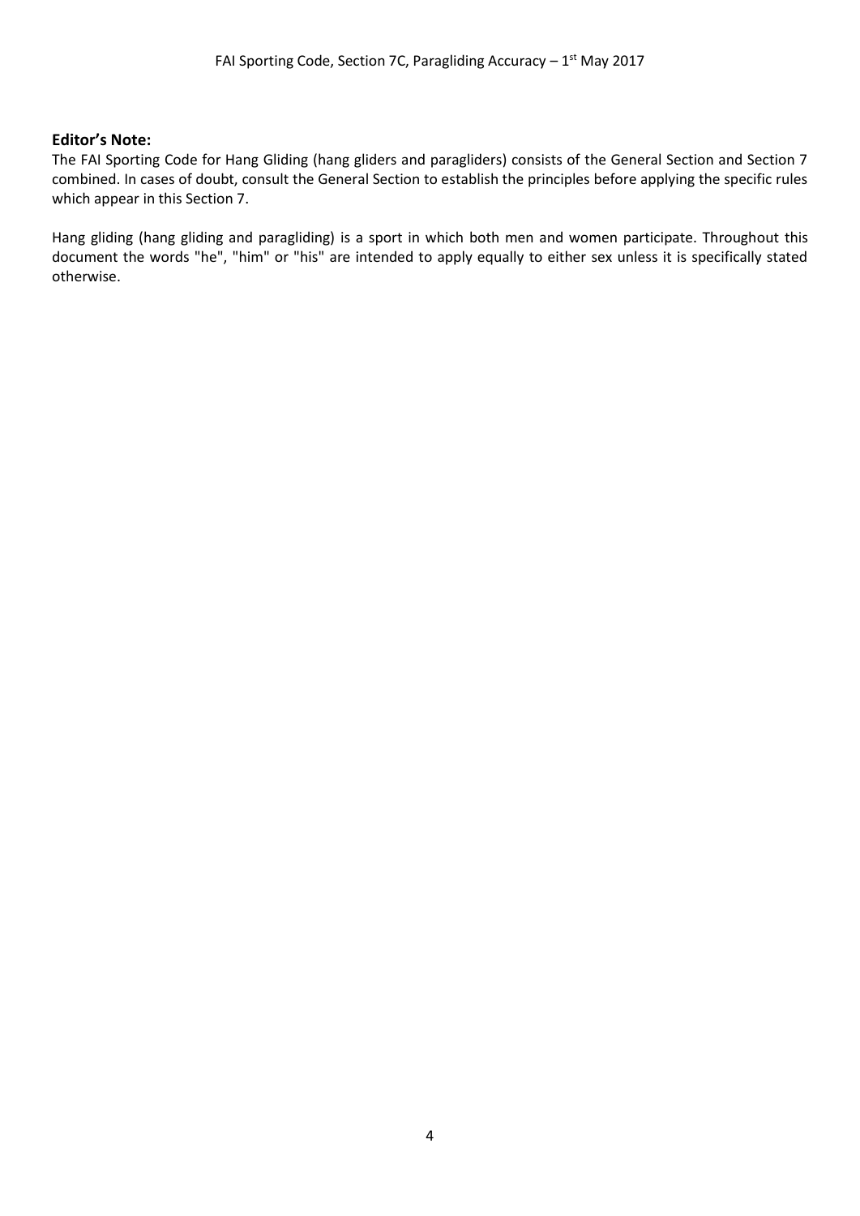**Editor's Note:**

The FAI Sporting Code for Hang Gliding (hang gliders and paragliders) consists of the General Section and Section 7 combined. In cases of doubt, consult the General Section to establish the principles before applying the specific rules which appear in this Section 7.

Hang gliding (hang gliding and paragliding) is a sport in which both men and women participate. Throughout this document the words "he", "him" or "his" are intended to apply equally to either sex unless it is specifically stated otherwise.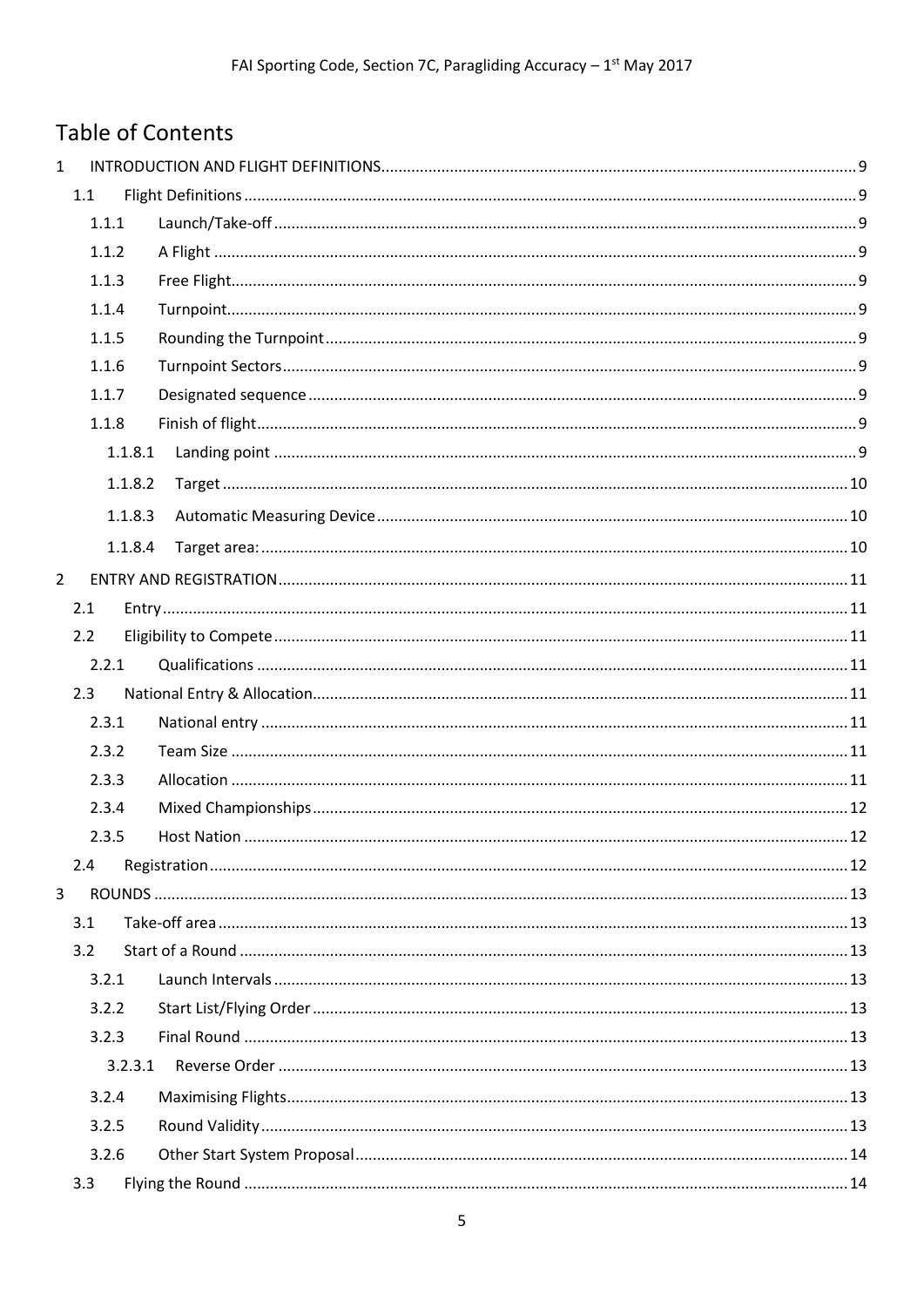# Table of Contents

1 INTRODUCTION AND FLIGHT DEFINITIONS ..... 9
- 1.1 Flight Definitions ..... 9
  - 1.1.1 Launch/Take-off ..... 9
  - 1.1.2 A Flight ..... 9
  - 1.1.3 Free Flight ..... 9
  - 1.1.4 Turnpoint ..... 9
  - 1.1.5 Rounding the Turnpoint ..... 9
  - 1.1.6 Turnpoint Sectors ..... 9
  - 1.1.7 Designated sequence ..... 9
  - 1.1.8 Finish of flight ..... 9
    - 1.1.8.1 Landing point ..... 9
    - 1.1.8.2 Target ..... 10
    - 1.1.8.3 Automatic Measuring Device ..... 10
    - 1.1.8.4 Target area: ..... 10

2 ENTRY AND REGISTRATION ..... 11
- 2.1 Entry ..... 11
- 2.2 Eligibility to Compete ..... 11
  - 2.2.1 Qualifications ..... 11
- 2.3 National Entry & Allocation ..... 11
  - 2.3.1 National entry ..... 11
  - 2.3.2 Team Size ..... 11
  - 2.3.3 Allocation ..... 11
  - 2.3.4 Mixed Championships ..... 12
  - 2.3.5 Host Nation ..... 12
- 2.4 Registration ..... 12

3 ROUNDS ..... 13
- 3.1 Take-off area ..... 13
- 3.2 Start of a Round ..... 13
  - 3.2.1 Launch Intervals ..... 13
  - 3.2.2 Start List/Flying Order ..... 13
  - 3.2.3 Final Round ..... 13
    - 3.2.3.1 Reverse Order ..... 13
  - 3.2.4 Maximising Flights ..... 13
  - 3.2.5 Round Validity ..... 13
  - 3.2.6 Other Start System Proposal ..... 14
- 3.3 Flying the Round ..... 14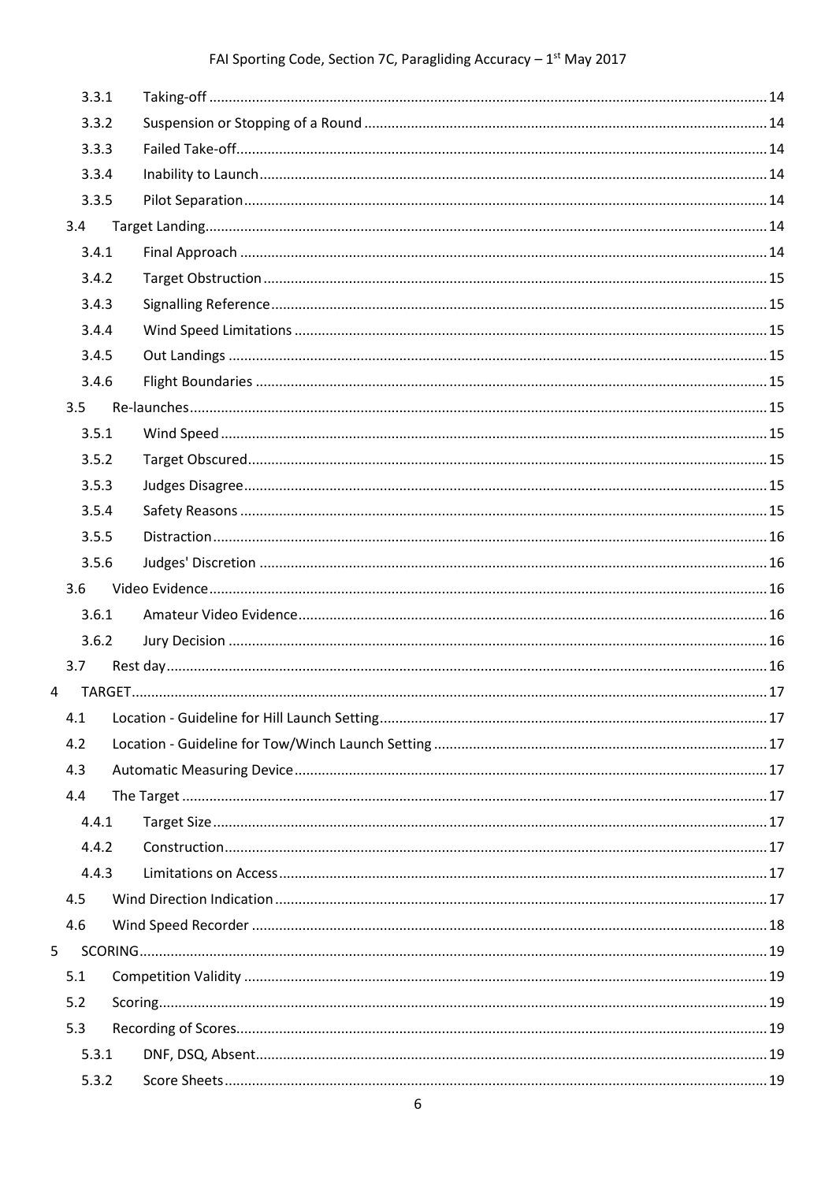| | | |
|---|---|---|
| 3.3.1 | Taking-off | 14 |
| 3.3.2 | Suspension or Stopping of a Round | 14 |
| 3.3.3 | Failed Take-off | 14 |
| 3.3.4 | Inability to Launch | 14 |
| 3.3.5 | Pilot Separation | 14 |
| 3.4 | Target Landing | 14 |
| 3.4.1 | Final Approach | 14 |
| 3.4.2 | Target Obstruction | 15 |
| 3.4.3 | Signalling Reference | 15 |
| 3.4.4 | Wind Speed Limitations | 15 |
| 3.4.5 | Out Landings | 15 |
| 3.4.6 | Flight Boundaries | 15 |
| 3.5 | Re-launches | 15 |
| 3.5.1 | Wind Speed | 15 |
| 3.5.2 | Target Obscured | 15 |
| 3.5.3 | Judges Disagree | 15 |
| 3.5.4 | Safety Reasons | 15 |
| 3.5.5 | Distraction | 16 |
| 3.5.6 | Judges' Discretion | 16 |
| 3.6 | Video Evidence | 16 |
| 3.6.1 | Amateur Video Evidence | 16 |
| 3.6.2 | Jury Decision | 16 |
| 3.7 | Rest day | 16 |
| 4 | TARGET | 17 |
| 4.1 | Location - Guideline for Hill Launch Setting | 17 |
| 4.2 | Location - Guideline for Tow/Winch Launch Setting | 17 |
| 4.3 | Automatic Measuring Device | 17 |
| 4.4 | The Target | 17 |
| 4.4.1 | Target Size | 17 |
| 4.4.2 | Construction | 17 |
| 4.4.3 | Limitations on Access | 17 |
| 4.5 | Wind Direction Indication | 17 |
| 4.6 | Wind Speed Recorder | 18 |
| 5 | SCORING | 19 |
| 5.1 | Competition Validity | 19 |
| 5.2 | Scoring | 19 |
| 5.3 | Recording of Scores | 19 |
| 5.3.1 | DNF, DSQ, Absent | 19 |
| 5.3.2 | Score Sheets | 19 |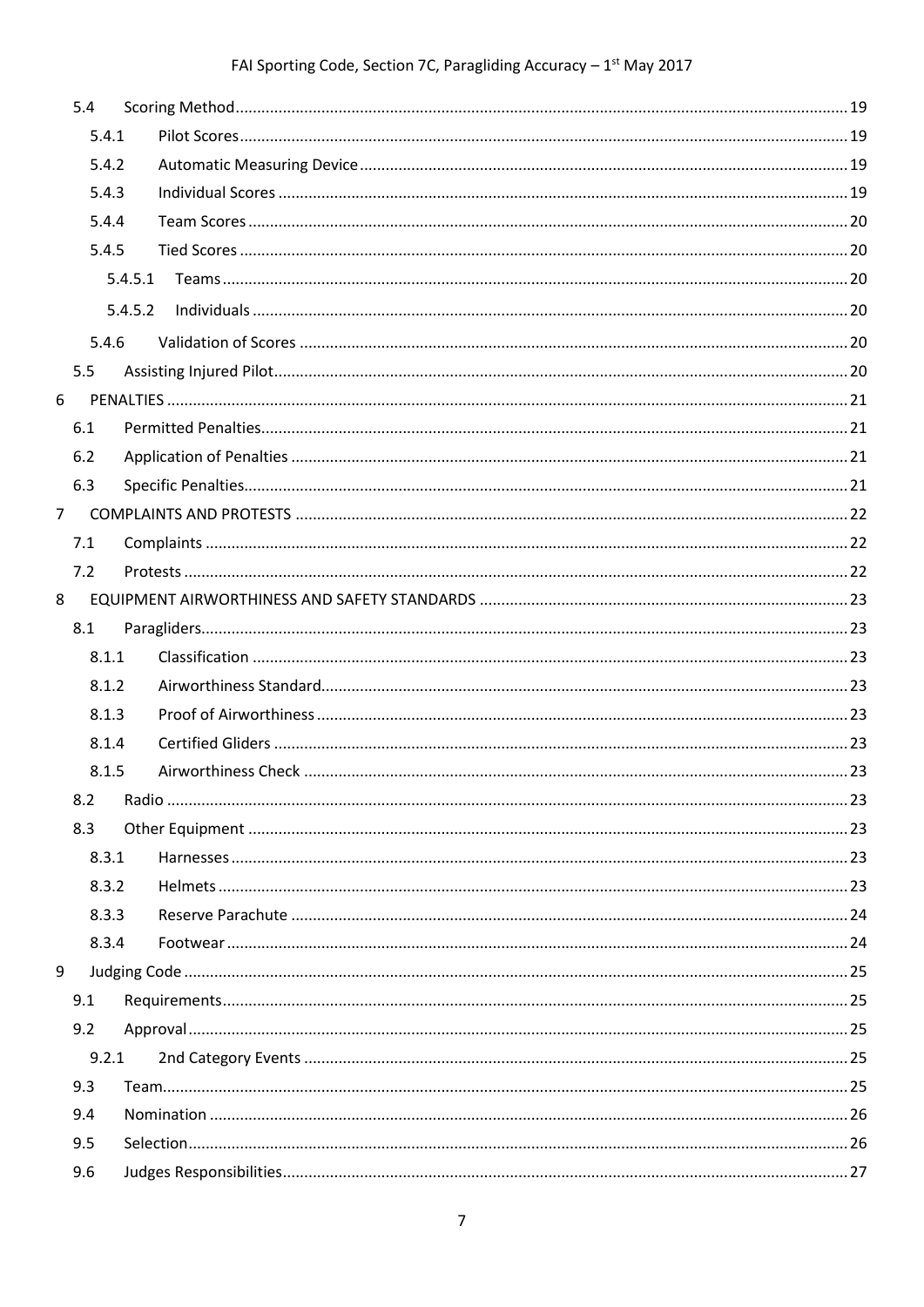| | | |
|---|---|---|
| 5.4 | Scoring Method | 19 |
| 5.4.1 | Pilot Scores | 19 |
| 5.4.2 | Automatic Measuring Device | 19 |
| 5.4.3 | Individual Scores | 19 |
| 5.4.4 | Team Scores | 20 |
| 5.4.5 | Tied Scores | 20 |
| 5.4.5.1 | Teams | 20 |
| 5.4.5.2 | Individuals | 20 |
| 5.4.6 | Validation of Scores | 20 |
| 5.5 | Assisting Injured Pilot | 20 |
| 6 | PENALTIES | 21 |
| 6.1 | Permitted Penalties | 21 |
| 6.2 | Application of Penalties | 21 |
| 6.3 | Specific Penalties | 21 |
| 7 | COMPLAINTS AND PROTESTS | 22 |
| 7.1 | Complaints | 22 |
| 7.2 | Protests | 22 |
| 8 | EQUIPMENT AIRWORTHINESS AND SAFETY STANDARDS | 23 |
| 8.1 | Paragliders | 23 |
| 8.1.1 | Classification | 23 |
| 8.1.2 | Airworthiness Standard | 23 |
| 8.1.3 | Proof of Airworthiness | 23 |
| 8.1.4 | Certified Gliders | 23 |
| 8.1.5 | Airworthiness Check | 23 |
| 8.2 | Radio | 23 |
| 8.3 | Other Equipment | 23 |
| 8.3.1 | Harnesses | 23 |
| 8.3.2 | Helmets | 23 |
| 8.3.3 | Reserve Parachute | 24 |
| 8.3.4 | Footwear | 24 |
| 9 | Judging Code | 25 |
| 9.1 | Requirements | 25 |
| 9.2 | Approval | 25 |
| 9.2.1 | 2nd Category Events | 25 |
| 9.3 | Team | 25 |
| 9.4 | Nomination | 26 |
| 9.5 | Selection | 26 |
| 9.6 | Judges Responsibilities | 27 |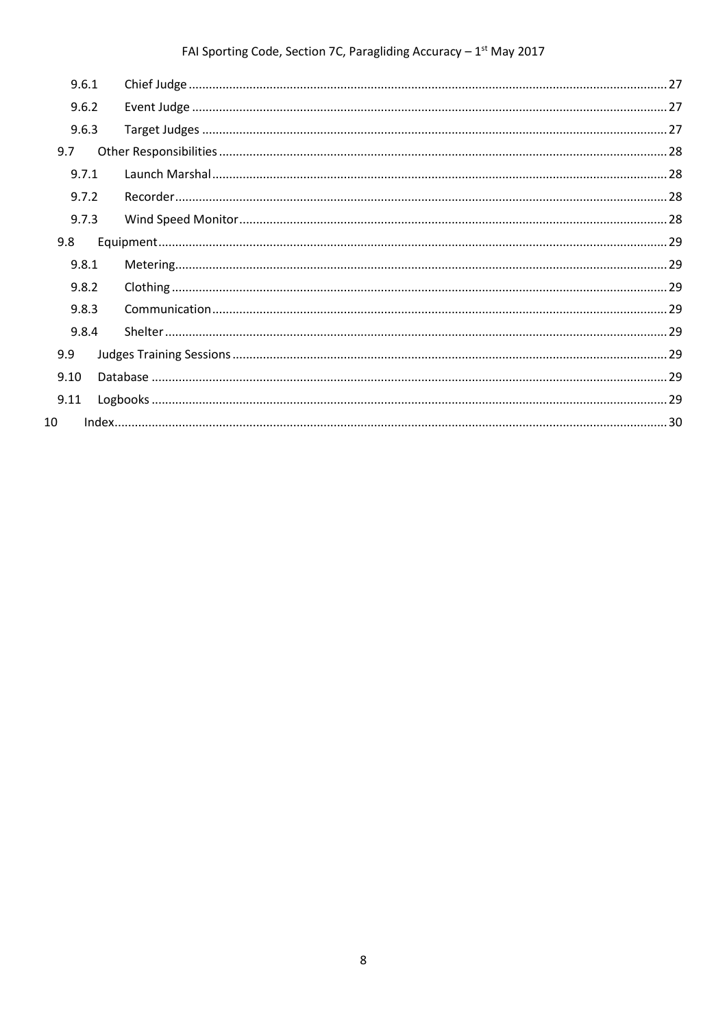- 9.6.1 Chief Judge ..... 27
- 9.6.2 Event Judge ..... 27
- 9.6.3 Target Judges ..... 27
- 9.7 Other Responsibilities ..... 28
- 9.7.1 Launch Marshal ..... 28
- 9.7.2 Recorder ..... 28
- 9.7.3 Wind Speed Monitor ..... 28
- 9.8 Equipment ..... 29
- 9.8.1 Metering ..... 29
- 9.8.2 Clothing ..... 29
- 9.8.3 Communication ..... 29
- 9.8.4 Shelter ..... 29
- 9.9 Judges Training Sessions ..... 29
- 9.10 Database ..... 29
- 9.11 Logbooks ..... 29
- 10 Index ..... 30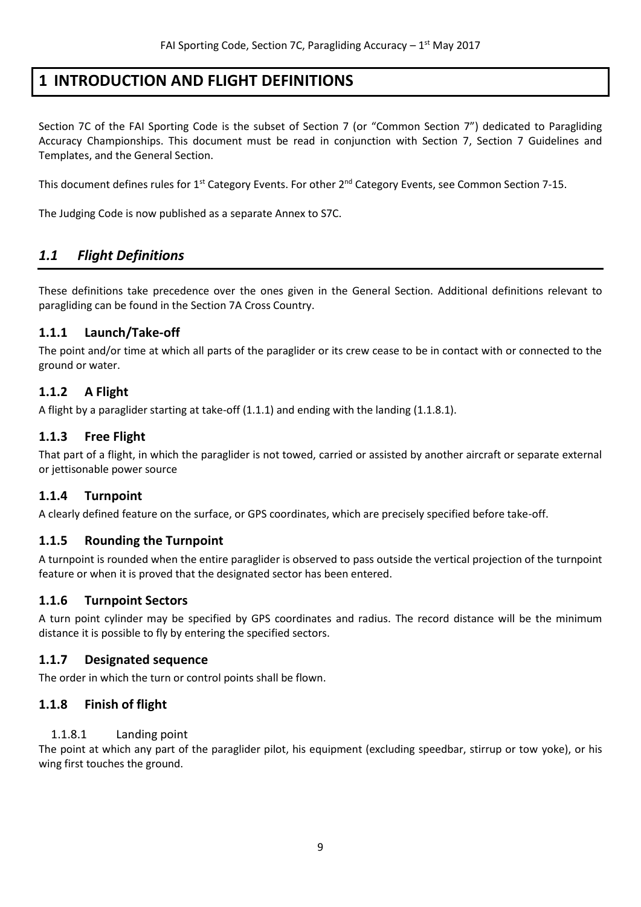# 1 INTRODUCTION AND FLIGHT DEFINITIONS

Section 7C of the FAI Sporting Code is the subset of Section 7 (or "Common Section 7") dedicated to Paragliding Accuracy Championships. This document must be read in conjunction with Section 7, Section 7 Guidelines and Templates, and the General Section.

This document defines rules for 1st Category Events. For other 2nd Category Events, see Common Section 7-15.

The Judging Code is now published as a separate Annex to S7C.

## *1.1 Flight Definitions*

These definitions take precedence over the ones given in the General Section. Additional definitions relevant to paragliding can be found in the Section 7A Cross Country.

### 1.1.1 Launch/Take-off

The point and/or time at which all parts of the paraglider or its crew cease to be in contact with or connected to the ground or water.

### 1.1.2 A Flight

A flight by a paraglider starting at take-off (1.1.1) and ending with the landing (1.1.8.1).

### 1.1.3 Free Flight

That part of a flight, in which the paraglider is not towed, carried or assisted by another aircraft or separate external or jettisonable power source

### 1.1.4 Turnpoint

A clearly defined feature on the surface, or GPS coordinates, which are precisely specified before take-off.

### 1.1.5 Rounding the Turnpoint

A turnpoint is rounded when the entire paraglider is observed to pass outside the vertical projection of the turnpoint feature or when it is proved that the designated sector has been entered.

### 1.1.6 Turnpoint Sectors

A turn point cylinder may be specified by GPS coordinates and radius. The record distance will be the minimum distance it is possible to fly by entering the specified sectors.

### 1.1.7 Designated sequence

The order in which the turn or control points shall be flown.

### 1.1.8 Finish of flight

#### 1.1.8.1 Landing point

The point at which any part of the paraglider pilot, his equipment (excluding speedbar, stirrup or tow yoke), or his wing first touches the ground.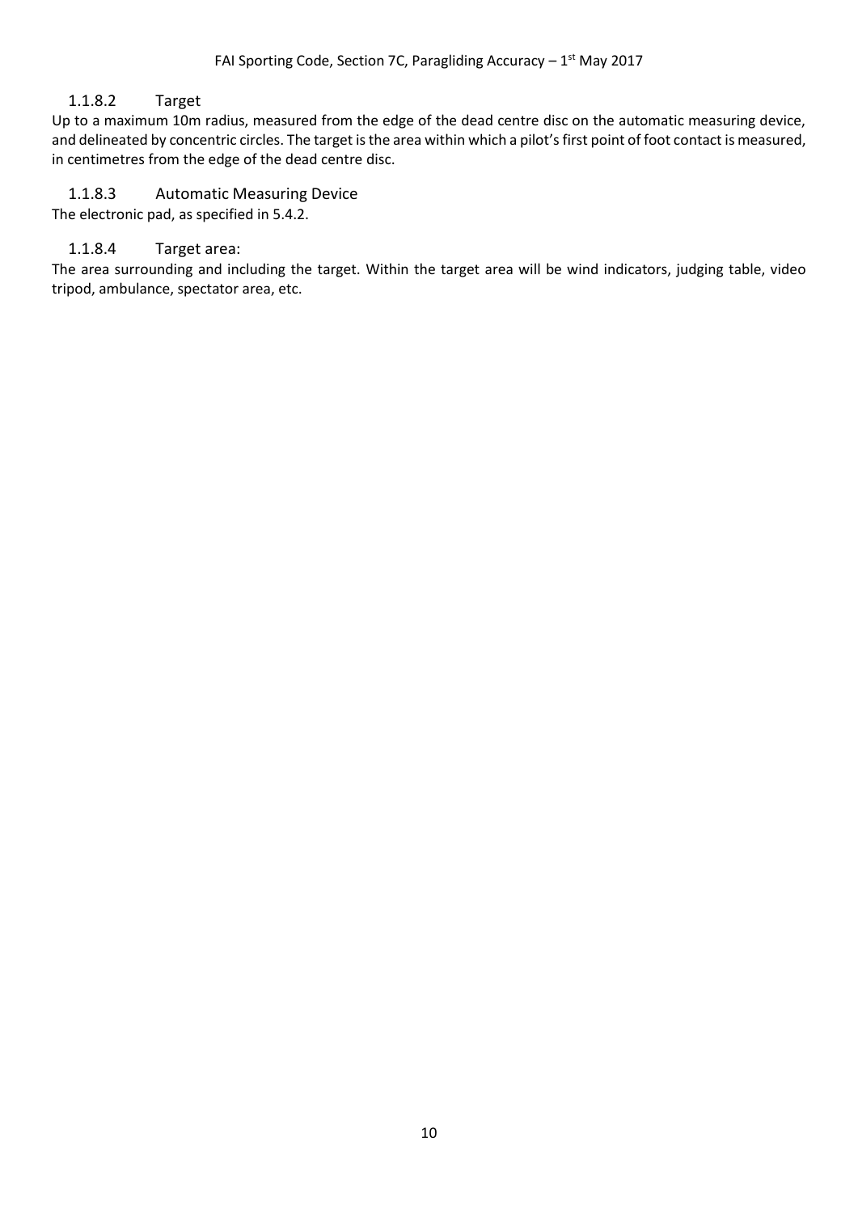#### 1.1.8.2 Target

Up to a maximum 10m radius, measured from the edge of the dead centre disc on the automatic measuring device, and delineated by concentric circles. The target is the area within which a pilot's first point of foot contact is measured, in centimetres from the edge of the dead centre disc.

#### 1.1.8.3 Automatic Measuring Device

The electronic pad, as specified in 5.4.2.

#### 1.1.8.4 Target area:

The area surrounding and including the target. Within the target area will be wind indicators, judging table, video tripod, ambulance, spectator area, etc.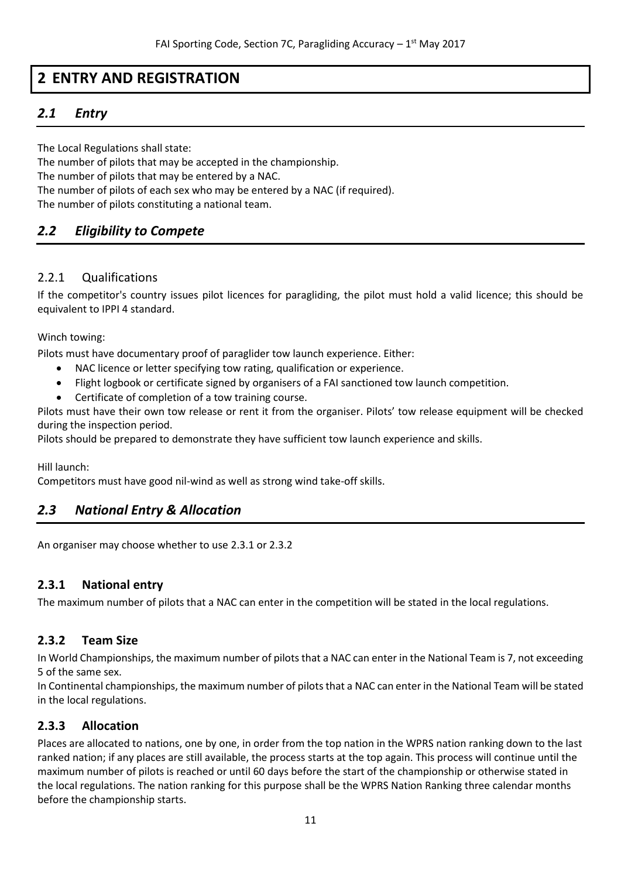# 2 ENTRY AND REGISTRATION

## *2.1 Entry*

The Local Regulations shall state:
The number of pilots that may be accepted in the championship.
The number of pilots that may be entered by a NAC.
The number of pilots of each sex who may be entered by a NAC (if required).
The number of pilots constituting a national team.

## *2.2 Eligibility to Compete*

### 2.2.1 Qualifications

If the competitor's country issues pilot licences for paragliding, the pilot must hold a valid licence; this should be equivalent to IPPI 4 standard.

Winch towing:
Pilots must have documentary proof of paraglider tow launch experience. Either:

- NAC licence or letter specifying tow rating, qualification or experience.
- Flight logbook or certificate signed by organisers of a FAI sanctioned tow launch competition.
- Certificate of completion of a tow training course.

Pilots must have their own tow release or rent it from the organiser. Pilots' tow release equipment will be checked during the inspection period.
Pilots should be prepared to demonstrate they have sufficient tow launch experience and skills.

Hill launch:
Competitors must have good nil-wind as well as strong wind take-off skills.

## *2.3 National Entry & Allocation*

An organiser may choose whether to use 2.3.1 or 2.3.2

### 2.3.1 National entry

The maximum number of pilots that a NAC can enter in the competition will be stated in the local regulations.

### 2.3.2 Team Size

In World Championships, the maximum number of pilots that a NAC can enter in the National Team is 7, not exceeding 5 of the same sex.
In Continental championships, the maximum number of pilots that a NAC can enter in the National Team will be stated in the local regulations.

### 2.3.3 Allocation

Places are allocated to nations, one by one, in order from the top nation in the WPRS nation ranking down to the last ranked nation; if any places are still available, the process starts at the top again. This process will continue until the maximum number of pilots is reached or until 60 days before the start of the championship or otherwise stated in the local regulations. The nation ranking for this purpose shall be the WPRS Nation Ranking three calendar months before the championship starts.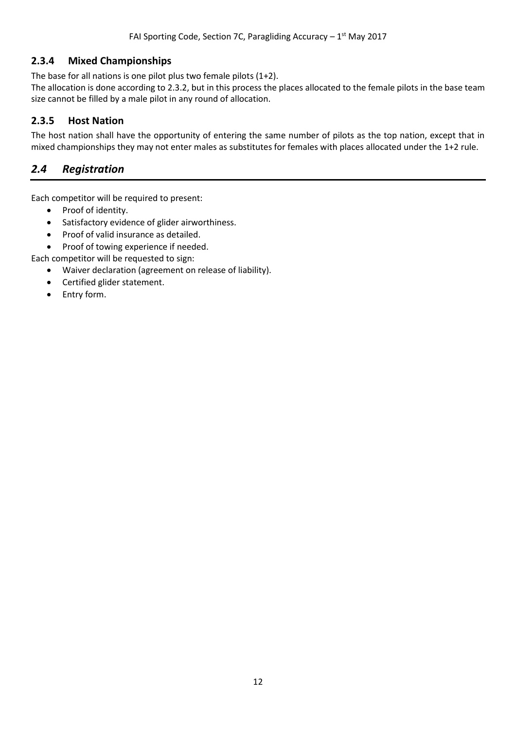### 2.3.4 Mixed Championships

The base for all nations is one pilot plus two female pilots (1+2).

The allocation is done according to 2.3.2, but in this process the places allocated to the female pilots in the base team size cannot be filled by a male pilot in any round of allocation.

### 2.3.5 Host Nation

The host nation shall have the opportunity of entering the same number of pilots as the top nation, except that in mixed championships they may not enter males as substitutes for females with places allocated under the 1+2 rule.

## *2.4 Registration*

Each competitor will be required to present:

- Proof of identity.
- Satisfactory evidence of glider airworthiness.
- Proof of valid insurance as detailed.
- Proof of towing experience if needed.

Each competitor will be requested to sign:

- Waiver declaration (agreement on release of liability).
- Certified glider statement.
- Entry form.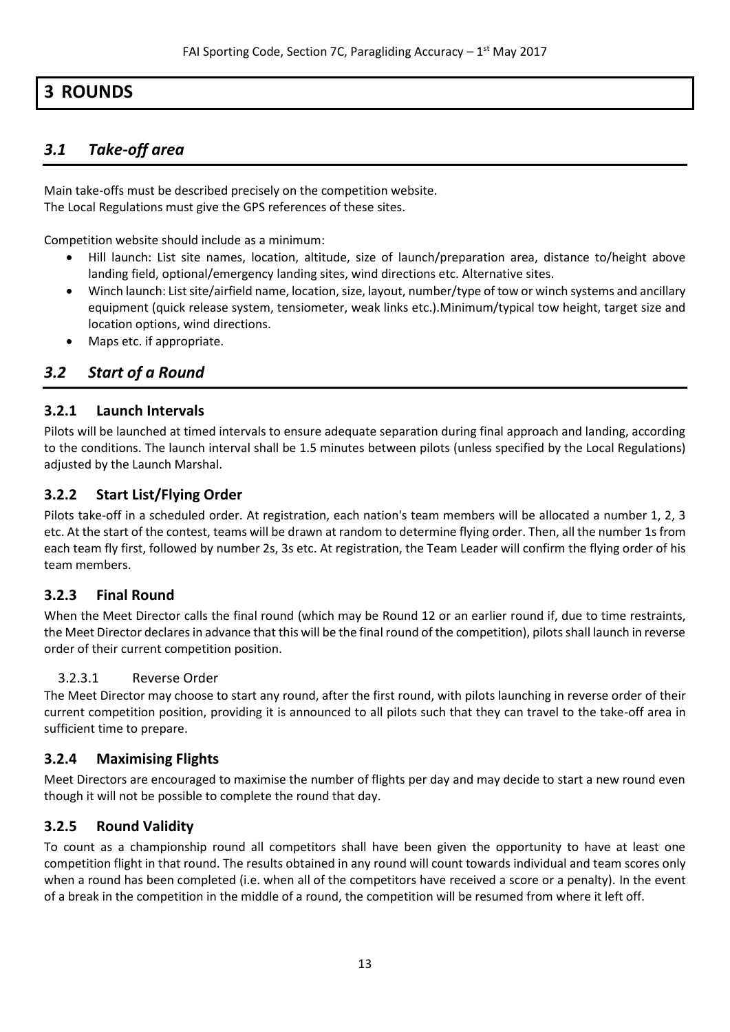# 3 ROUNDS

## *3.1 Take-off area*

Main take-offs must be described precisely on the competition website.
The Local Regulations must give the GPS references of these sites.

Competition website should include as a minimum:

- Hill launch: List site names, location, altitude, size of launch/preparation area, distance to/height above landing field, optional/emergency landing sites, wind directions etc. Alternative sites.
- Winch launch: List site/airfield name, location, size, layout, number/type of tow or winch systems and ancillary equipment (quick release system, tensiometer, weak links etc.).Minimum/typical tow height, target size and location options, wind directions.
- Maps etc. if appropriate.

## *3.2 Start of a Round*

### 3.2.1 Launch Intervals

Pilots will be launched at timed intervals to ensure adequate separation during final approach and landing, according to the conditions. The launch interval shall be 1.5 minutes between pilots (unless specified by the Local Regulations) adjusted by the Launch Marshal.

### 3.2.2 Start List/Flying Order

Pilots take-off in a scheduled order. At registration, each nation's team members will be allocated a number 1, 2, 3 etc. At the start of the contest, teams will be drawn at random to determine flying order. Then, all the number 1s from each team fly first, followed by number 2s, 3s etc. At registration, the Team Leader will confirm the flying order of his team members.

### 3.2.3 Final Round

When the Meet Director calls the final round (which may be Round 12 or an earlier round if, due to time restraints, the Meet Director declares in advance that this will be the final round of the competition), pilots shall launch in reverse order of their current competition position.

#### 3.2.3.1 Reverse Order

The Meet Director may choose to start any round, after the first round, with pilots launching in reverse order of their current competition position, providing it is announced to all pilots such that they can travel to the take-off area in sufficient time to prepare.

### 3.2.4 Maximising Flights

Meet Directors are encouraged to maximise the number of flights per day and may decide to start a new round even though it will not be possible to complete the round that day.

### 3.2.5 Round Validity

To count as a championship round all competitors shall have been given the opportunity to have at least one competition flight in that round. The results obtained in any round will count towards individual and team scores only when a round has been completed (i.e. when all of the competitors have received a score or a penalty). In the event of a break in the competition in the middle of a round, the competition will be resumed from where it left off.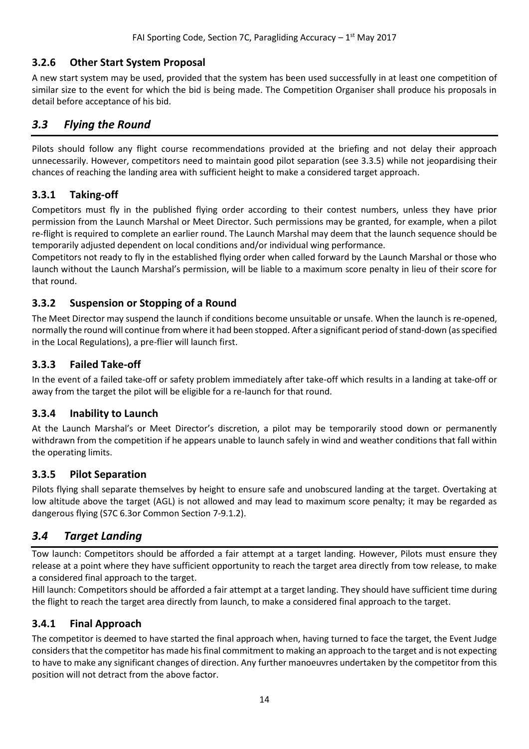### 3.2.6 Other Start System Proposal

A new start system may be used, provided that the system has been used successfully in at least one competition of similar size to the event for which the bid is being made. The Competition Organiser shall produce his proposals in detail before acceptance of his bid.

## *3.3 Flying the Round*

Pilots should follow any flight course recommendations provided at the briefing and not delay their approach unnecessarily. However, competitors need to maintain good pilot separation (see 3.3.5) while not jeopardising their chances of reaching the landing area with sufficient height to make a considered target approach.

### 3.3.1 Taking-off

Competitors must fly in the published flying order according to their contest numbers, unless they have prior permission from the Launch Marshal or Meet Director. Such permissions may be granted, for example, when a pilot re-flight is required to complete an earlier round. The Launch Marshal may deem that the launch sequence should be temporarily adjusted dependent on local conditions and/or individual wing performance.

Competitors not ready to fly in the established flying order when called forward by the Launch Marshal or those who launch without the Launch Marshal's permission, will be liable to a maximum score penalty in lieu of their score for that round.

### 3.3.2 Suspension or Stopping of a Round

The Meet Director may suspend the launch if conditions become unsuitable or unsafe. When the launch is re-opened, normally the round will continue from where it had been stopped. After a significant period of stand-down (as specified in the Local Regulations), a pre-flier will launch first.

### 3.3.3 Failed Take-off

In the event of a failed take-off or safety problem immediately after take-off which results in a landing at take-off or away from the target the pilot will be eligible for a re-launch for that round.

### 3.3.4 Inability to Launch

At the Launch Marshal's or Meet Director's discretion, a pilot may be temporarily stood down or permanently withdrawn from the competition if he appears unable to launch safely in wind and weather conditions that fall within the operating limits.

### 3.3.5 Pilot Separation

Pilots flying shall separate themselves by height to ensure safe and unobscured landing at the target. Overtaking at low altitude above the target (AGL) is not allowed and may lead to maximum score penalty; it may be regarded as dangerous flying (S7C 6.3or Common Section 7-9.1.2).

## *3.4 Target Landing*

Tow launch: Competitors should be afforded a fair attempt at a target landing. However, Pilots must ensure they release at a point where they have sufficient opportunity to reach the target area directly from tow release, to make a considered final approach to the target.

Hill launch: Competitors should be afforded a fair attempt at a target landing. They should have sufficient time during the flight to reach the target area directly from launch, to make a considered final approach to the target.

### 3.4.1 Final Approach

The competitor is deemed to have started the final approach when, having turned to face the target, the Event Judge considers that the competitor has made his final commitment to making an approach to the target and is not expecting to have to make any significant changes of direction. Any further manoeuvres undertaken by the competitor from this position will not detract from the above factor.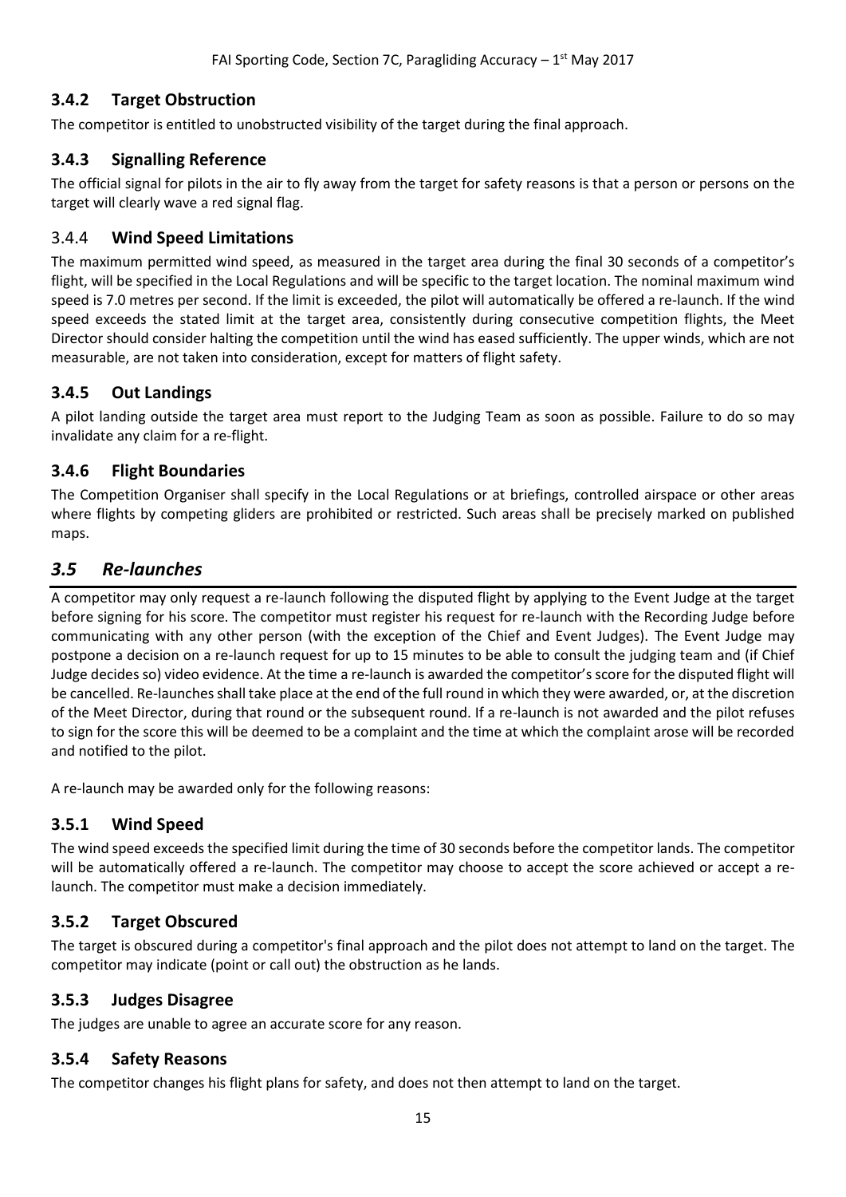### 3.4.2 Target Obstruction

The competitor is entitled to unobstructed visibility of the target during the final approach.

### 3.4.3 Signalling Reference

The official signal for pilots in the air to fly away from the target for safety reasons is that a person or persons on the target will clearly wave a red signal flag.

### 3.4.4 Wind Speed Limitations

The maximum permitted wind speed, as measured in the target area during the final 30 seconds of a competitor's flight, will be specified in the Local Regulations and will be specific to the target location. The nominal maximum wind speed is 7.0 metres per second. If the limit is exceeded, the pilot will automatically be offered a re-launch. If the wind speed exceeds the stated limit at the target area, consistently during consecutive competition flights, the Meet Director should consider halting the competition until the wind has eased sufficiently. The upper winds, which are not measurable, are not taken into consideration, except for matters of flight safety.

### 3.4.5 Out Landings

A pilot landing outside the target area must report to the Judging Team as soon as possible. Failure to do so may invalidate any claim for a re-flight.

### 3.4.6 Flight Boundaries

The Competition Organiser shall specify in the Local Regulations or at briefings, controlled airspace or other areas where flights by competing gliders are prohibited or restricted. Such areas shall be precisely marked on published maps.

## *3.5 Re-launches*

A competitor may only request a re-launch following the disputed flight by applying to the Event Judge at the target before signing for his score. The competitor must register his request for re-launch with the Recording Judge before communicating with any other person (with the exception of the Chief and Event Judges). The Event Judge may postpone a decision on a re-launch request for up to 15 minutes to be able to consult the judging team and (if Chief Judge decides so) video evidence. At the time a re-launch is awarded the competitor's score for the disputed flight will be cancelled. Re-launches shall take place at the end of the full round in which they were awarded, or, at the discretion of the Meet Director, during that round or the subsequent round. If a re-launch is not awarded and the pilot refuses to sign for the score this will be deemed to be a complaint and the time at which the complaint arose will be recorded and notified to the pilot.

A re-launch may be awarded only for the following reasons:

### 3.5.1 Wind Speed

The wind speed exceeds the specified limit during the time of 30 seconds before the competitor lands. The competitor will be automatically offered a re-launch. The competitor may choose to accept the score achieved or accept a re-launch. The competitor must make a decision immediately.

### 3.5.2 Target Obscured

The target is obscured during a competitor's final approach and the pilot does not attempt to land on the target. The competitor may indicate (point or call out) the obstruction as he lands.

### 3.5.3 Judges Disagree

The judges are unable to agree an accurate score for any reason.

### 3.5.4 Safety Reasons

The competitor changes his flight plans for safety, and does not then attempt to land on the target.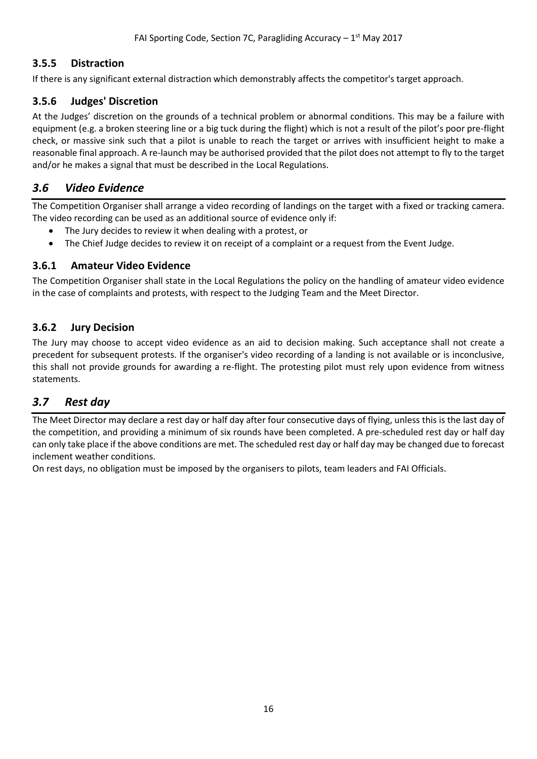### 3.5.5 Distraction

If there is any significant external distraction which demonstrably affects the competitor's target approach.

### 3.5.6 Judges' Discretion

At the Judges' discretion on the grounds of a technical problem or abnormal conditions. This may be a failure with equipment (e.g. a broken steering line or a big tuck during the flight) which is not a result of the pilot's poor pre-flight check, or massive sink such that a pilot is unable to reach the target or arrives with insufficient height to make a reasonable final approach. A re-launch may be authorised provided that the pilot does not attempt to fly to the target and/or he makes a signal that must be described in the Local Regulations.

## *3.6 Video Evidence*

The Competition Organiser shall arrange a video recording of landings on the target with a fixed or tracking camera. The video recording can be used as an additional source of evidence only if:

- The Jury decides to review it when dealing with a protest, or
- The Chief Judge decides to review it on receipt of a complaint or a request from the Event Judge.

### 3.6.1 Amateur Video Evidence

The Competition Organiser shall state in the Local Regulations the policy on the handling of amateur video evidence in the case of complaints and protests, with respect to the Judging Team and the Meet Director.

### 3.6.2 Jury Decision

The Jury may choose to accept video evidence as an aid to decision making. Such acceptance shall not create a precedent for subsequent protests. If the organiser's video recording of a landing is not available or is inconclusive, this shall not provide grounds for awarding a re-flight. The protesting pilot must rely upon evidence from witness statements.

## *3.7 Rest day*

The Meet Director may declare a rest day or half day after four consecutive days of flying, unless this is the last day of the competition, and providing a minimum of six rounds have been completed. A pre-scheduled rest day or half day can only take place if the above conditions are met. The scheduled rest day or half day may be changed due to forecast inclement weather conditions.

On rest days, no obligation must be imposed by the organisers to pilots, team leaders and FAI Officials.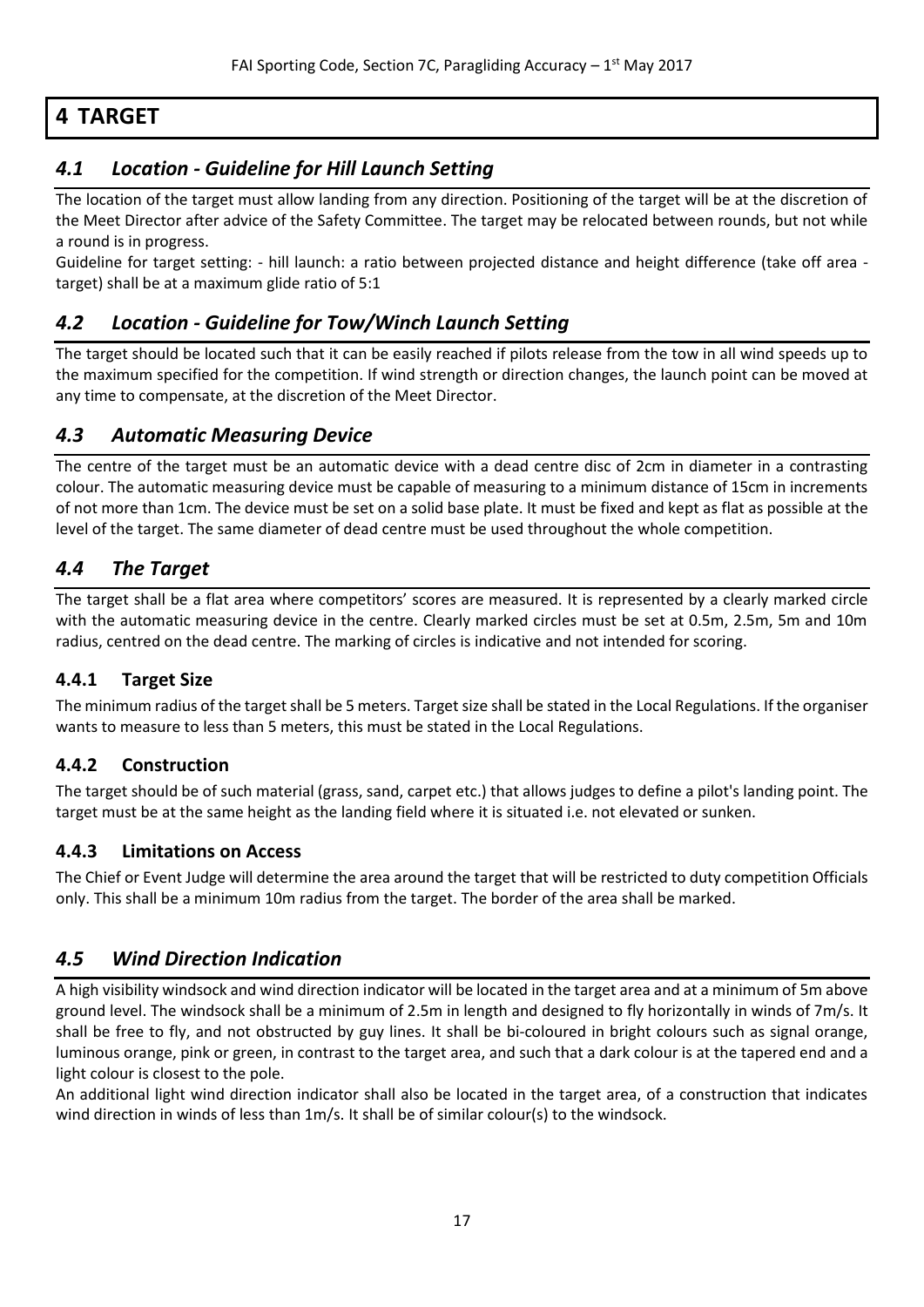# 4 TARGET

## *4.1 Location - Guideline for Hill Launch Setting*

The location of the target must allow landing from any direction. Positioning of the target will be at the discretion of the Meet Director after advice of the Safety Committee. The target may be relocated between rounds, but not while a round is in progress.

Guideline for target setting: - hill launch: a ratio between projected distance and height difference (take off area - target) shall be at a maximum glide ratio of 5:1

## *4.2 Location - Guideline for Tow/Winch Launch Setting*

The target should be located such that it can be easily reached if pilots release from the tow in all wind speeds up to the maximum specified for the competition. If wind strength or direction changes, the launch point can be moved at any time to compensate, at the discretion of the Meet Director.

## *4.3 Automatic Measuring Device*

The centre of the target must be an automatic device with a dead centre disc of 2cm in diameter in a contrasting colour. The automatic measuring device must be capable of measuring to a minimum distance of 15cm in increments of not more than 1cm. The device must be set on a solid base plate. It must be fixed and kept as flat as possible at the level of the target. The same diameter of dead centre must be used throughout the whole competition.

## *4.4 The Target*

The target shall be a flat area where competitors' scores are measured. It is represented by a clearly marked circle with the automatic measuring device in the centre. Clearly marked circles must be set at 0.5m, 2.5m, 5m and 10m radius, centred on the dead centre. The marking of circles is indicative and not intended for scoring.

### 4.4.1 Target Size

The minimum radius of the target shall be 5 meters. Target size shall be stated in the Local Regulations. If the organiser wants to measure to less than 5 meters, this must be stated in the Local Regulations.

### 4.4.2 Construction

The target should be of such material (grass, sand, carpet etc.) that allows judges to define a pilot's landing point. The target must be at the same height as the landing field where it is situated i.e. not elevated or sunken.

### 4.4.3 Limitations on Access

The Chief or Event Judge will determine the area around the target that will be restricted to duty competition Officials only. This shall be a minimum 10m radius from the target. The border of the area shall be marked.

## *4.5 Wind Direction Indication*

A high visibility windsock and wind direction indicator will be located in the target area and at a minimum of 5m above ground level. The windsock shall be a minimum of 2.5m in length and designed to fly horizontally in winds of 7m/s. It shall be free to fly, and not obstructed by guy lines. It shall be bi-coloured in bright colours such as signal orange, luminous orange, pink or green, in contrast to the target area, and such that a dark colour is at the tapered end and a light colour is closest to the pole.

An additional light wind direction indicator shall also be located in the target area, of a construction that indicates wind direction in winds of less than 1m/s. It shall be of similar colour(s) to the windsock.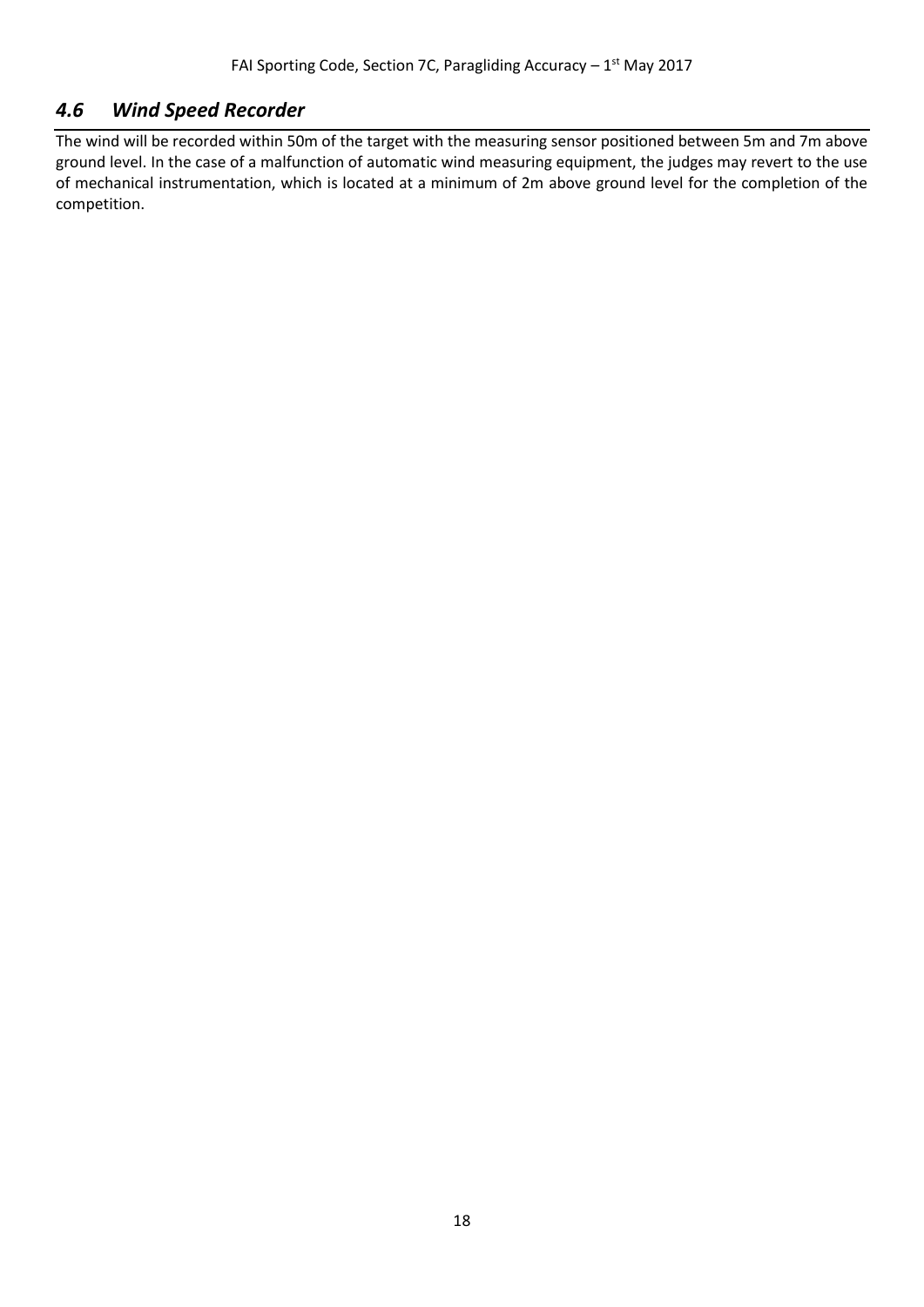## *4.6 Wind Speed Recorder*

The wind will be recorded within 50m of the target with the measuring sensor positioned between 5m and 7m above ground level. In the case of a malfunction of automatic wind measuring equipment, the judges may revert to the use of mechanical instrumentation, which is located at a minimum of 2m above ground level for the completion of the competition.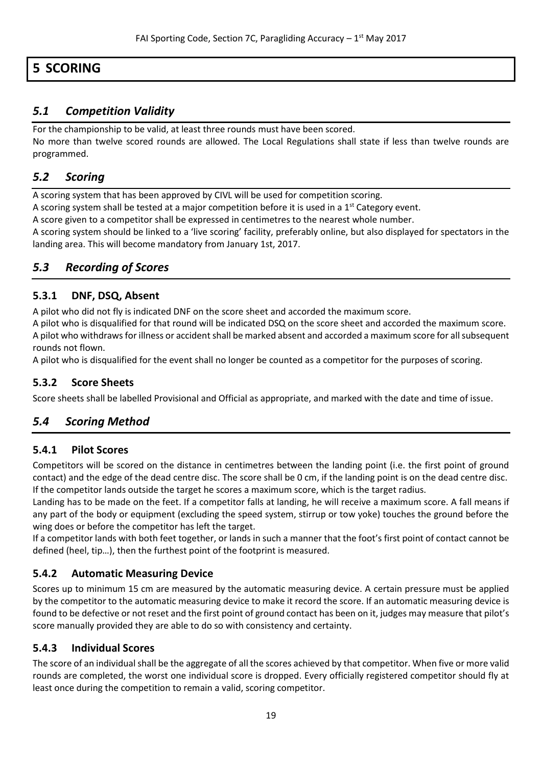// FAI Sporting Code header omitted as running header

# 5 SCORING

## *5.1 Competition Validity*

For the championship to be valid, at least three rounds must have been scored.
No more than twelve scored rounds are allowed. The Local Regulations shall state if less than twelve rounds are programmed.

## *5.2 Scoring*

A scoring system that has been approved by CIVL will be used for competition scoring.
A scoring system shall be tested at a major competition before it is used in a 1st Category event.
A score given to a competitor shall be expressed in centimetres to the nearest whole number.
A scoring system should be linked to a 'live scoring' facility, preferably online, but also displayed for spectators in the landing area. This will become mandatory from January 1st, 2017.

## *5.3 Recording of Scores*

### 5.3.1 DNF, DSQ, Absent

A pilot who did not fly is indicated DNF on the score sheet and accorded the maximum score.
A pilot who is disqualified for that round will be indicated DSQ on the score sheet and accorded the maximum score.
A pilot who withdraws for illness or accident shall be marked absent and accorded a maximum score for all subsequent rounds not flown.
A pilot who is disqualified for the event shall no longer be counted as a competitor for the purposes of scoring.

### 5.3.2 Score Sheets

Score sheets shall be labelled Provisional and Official as appropriate, and marked with the date and time of issue.

## *5.4 Scoring Method*

### 5.4.1 Pilot Scores

Competitors will be scored on the distance in centimetres between the landing point (i.e. the first point of ground contact) and the edge of the dead centre disc. The score shall be 0 cm, if the landing point is on the dead centre disc. If the competitor lands outside the target he scores a maximum score, which is the target radius.
Landing has to be made on the feet. If a competitor falls at landing, he will receive a maximum score. A fall means if any part of the body or equipment (excluding the speed system, stirrup or tow yoke) touches the ground before the wing does or before the competitor has left the target.
If a competitor lands with both feet together, or lands in such a manner that the foot's first point of contact cannot be defined (heel, tip…), then the furthest point of the footprint is measured.

### 5.4.2 Automatic Measuring Device

Scores up to minimum 15 cm are measured by the automatic measuring device. A certain pressure must be applied by the competitor to the automatic measuring device to make it record the score. If an automatic measuring device is found to be defective or not reset and the first point of ground contact has been on it, judges may measure that pilot's score manually provided they are able to do so with consistency and certainty.

### 5.4.3 Individual Scores

The score of an individual shall be the aggregate of all the scores achieved by that competitor. When five or more valid rounds are completed, the worst one individual score is dropped. Every officially registered competitor should fly at least once during the competition to remain a valid, scoring competitor.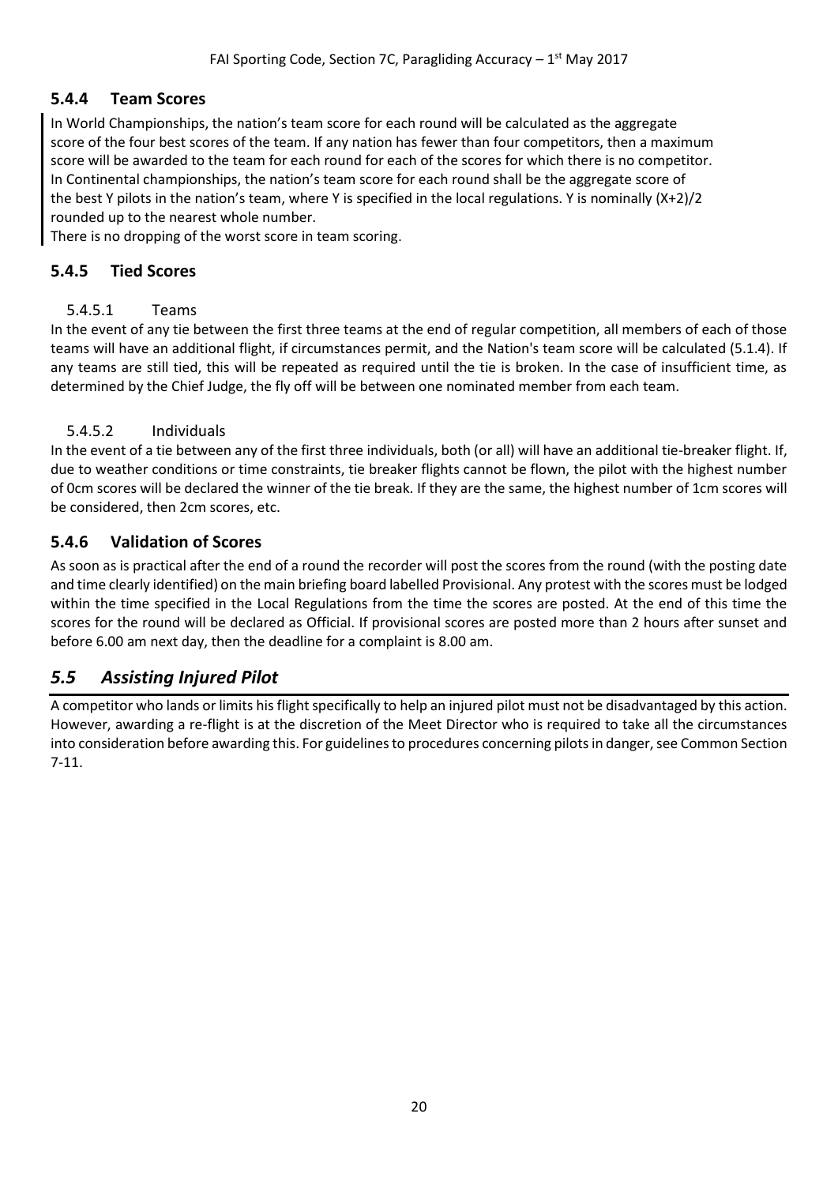### 5.4.4 Team Scores

In World Championships, the nation's team score for each round will be calculated as the aggregate score of the four best scores of the team. If any nation has fewer than four competitors, then a maximum score will be awarded to the team for each round for each of the scores for which there is no competitor. In Continental championships, the nation's team score for each round shall be the aggregate score of the best Y pilots in the nation's team, where Y is specified in the local regulations. Y is nominally $(X+2)/2$ rounded up to the nearest whole number.

There is no dropping of the worst score in team scoring.

### 5.4.5 Tied Scores

#### 5.4.5.1 Teams

In the event of any tie between the first three teams at the end of regular competition, all members of each of those teams will have an additional flight, if circumstances permit, and the Nation's team score will be calculated (5.1.4). If any teams are still tied, this will be repeated as required until the tie is broken. In the case of insufficient time, as determined by the Chief Judge, the fly off will be between one nominated member from each team.

#### 5.4.5.2 Individuals

In the event of a tie between any of the first three individuals, both (or all) will have an additional tie-breaker flight. If, due to weather conditions or time constraints, tie breaker flights cannot be flown, the pilot with the highest number of 0cm scores will be declared the winner of the tie break. If they are the same, the highest number of 1cm scores will be considered, then 2cm scores, etc.

### 5.4.6 Validation of Scores

As soon as is practical after the end of a round the recorder will post the scores from the round (with the posting date and time clearly identified) on the main briefing board labelled Provisional. Any protest with the scores must be lodged within the time specified in the Local Regulations from the time the scores are posted. At the end of this time the scores for the round will be declared as Official. If provisional scores are posted more than 2 hours after sunset and before 6.00 am next day, then the deadline for a complaint is 8.00 am.

## *5.5 Assisting Injured Pilot*

A competitor who lands or limits his flight specifically to help an injured pilot must not be disadvantaged by this action. However, awarding a re-flight is at the discretion of the Meet Director who is required to take all the circumstances into consideration before awarding this. For guidelines to procedures concerning pilots in danger, see Common Section 7-11.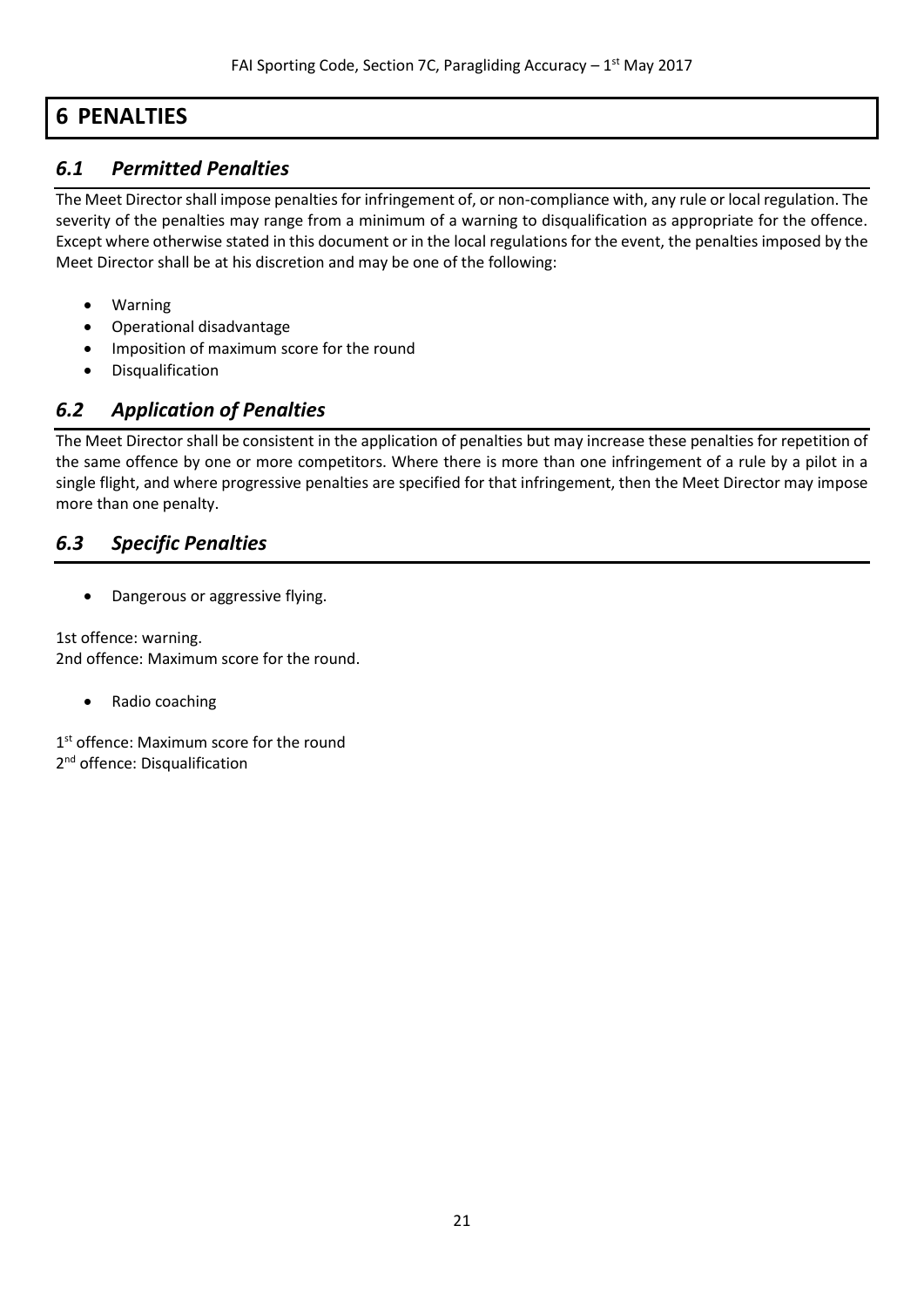# 6 PENALTIES

## *6.1 Permitted Penalties*

The Meet Director shall impose penalties for infringement of, or non-compliance with, any rule or local regulation. The severity of the penalties may range from a minimum of a warning to disqualification as appropriate for the offence. Except where otherwise stated in this document or in the local regulations for the event, the penalties imposed by the Meet Director shall be at his discretion and may be one of the following:

- Warning
- Operational disadvantage
- Imposition of maximum score for the round
- Disqualification

## *6.2 Application of Penalties*

The Meet Director shall be consistent in the application of penalties but may increase these penalties for repetition of the same offence by one or more competitors. Where there is more than one infringement of a rule by a pilot in a single flight, and where progressive penalties are specified for that infringement, then the Meet Director may impose more than one penalty.

## *6.3 Specific Penalties*

- Dangerous or aggressive flying.

1st offence: warning.
2nd offence: Maximum score for the round.

- Radio coaching

1st offence: Maximum score for the round
2nd offence: Disqualification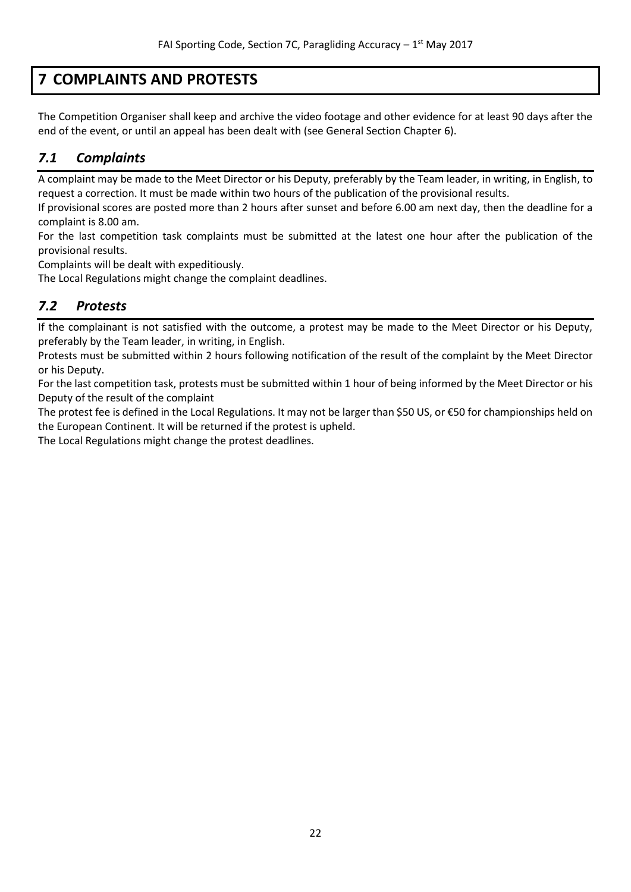# 7 COMPLAINTS AND PROTESTS

The Competition Organiser shall keep and archive the video footage and other evidence for at least 90 days after the end of the event, or until an appeal has been dealt with (see General Section Chapter 6).

## *7.1 Complaints*

A complaint may be made to the Meet Director or his Deputy, preferably by the Team leader, in writing, in English, to request a correction. It must be made within two hours of the publication of the provisional results.

If provisional scores are posted more than 2 hours after sunset and before 6.00 am next day, then the deadline for a complaint is 8.00 am.

For the last competition task complaints must be submitted at the latest one hour after the publication of the provisional results.

Complaints will be dealt with expeditiously.

The Local Regulations might change the complaint deadlines.

## *7.2 Protests*

If the complainant is not satisfied with the outcome, a protest may be made to the Meet Director or his Deputy, preferably by the Team leader, in writing, in English.

Protests must be submitted within 2 hours following notification of the result of the complaint by the Meet Director or his Deputy.

For the last competition task, protests must be submitted within 1 hour of being informed by the Meet Director or his Deputy of the result of the complaint

The protest fee is defined in the Local Regulations. It may not be larger than $50 US, or €50 for championships held on the European Continent. It will be returned if the protest is upheld.

The Local Regulations might change the protest deadlines.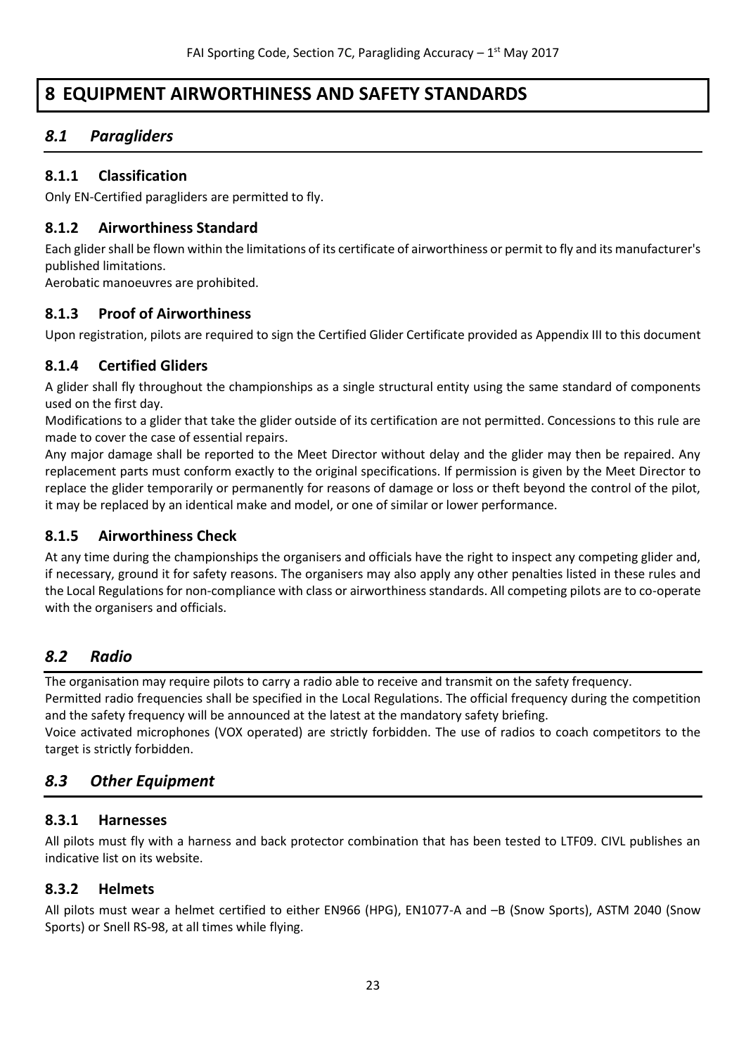# 8 EQUIPMENT AIRWORTHINESS AND SAFETY STANDARDS

## *8.1 Paragliders*

### 8.1.1 Classification

Only EN-Certified paragliders are permitted to fly.

### 8.1.2 Airworthiness Standard

Each glider shall be flown within the limitations of its certificate of airworthiness or permit to fly and its manufacturer's published limitations.

Aerobatic manoeuvres are prohibited.

### 8.1.3 Proof of Airworthiness

Upon registration, pilots are required to sign the Certified Glider Certificate provided as Appendix III to this document

### 8.1.4 Certified Gliders

A glider shall fly throughout the championships as a single structural entity using the same standard of components used on the first day.

Modifications to a glider that take the glider outside of its certification are not permitted. Concessions to this rule are made to cover the case of essential repairs.

Any major damage shall be reported to the Meet Director without delay and the glider may then be repaired. Any replacement parts must conform exactly to the original specifications. If permission is given by the Meet Director to replace the glider temporarily or permanently for reasons of damage or loss or theft beyond the control of the pilot, it may be replaced by an identical make and model, or one of similar or lower performance.

### 8.1.5 Airworthiness Check

At any time during the championships the organisers and officials have the right to inspect any competing glider and, if necessary, ground it for safety reasons. The organisers may also apply any other penalties listed in these rules and the Local Regulations for non-compliance with class or airworthiness standards. All competing pilots are to co-operate with the organisers and officials.

## *8.2 Radio*

The organisation may require pilots to carry a radio able to receive and transmit on the safety frequency.

Permitted radio frequencies shall be specified in the Local Regulations. The official frequency during the competition and the safety frequency will be announced at the latest at the mandatory safety briefing.

Voice activated microphones (VOX operated) are strictly forbidden. The use of radios to coach competitors to the target is strictly forbidden.

## *8.3 Other Equipment*

### 8.3.1 Harnesses

All pilots must fly with a harness and back protector combination that has been tested to LTF09. CIVL publishes an indicative list on its website.

### 8.3.2 Helmets

All pilots must wear a helmet certified to either EN966 (HPG), EN1077-A and –B (Snow Sports), ASTM 2040 (Snow Sports) or Snell RS-98, at all times while flying.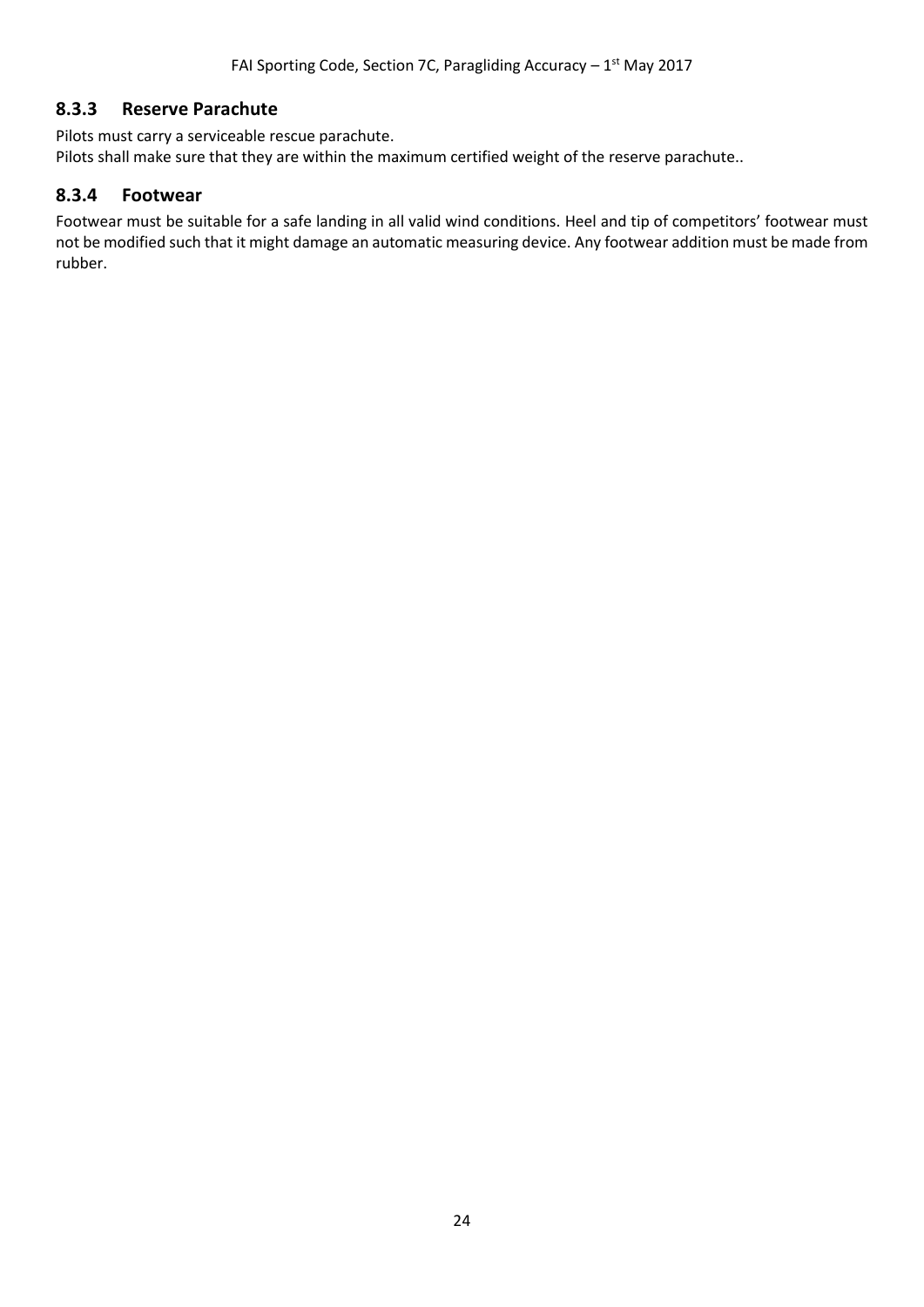### 8.3.3 Reserve Parachute

Pilots must carry a serviceable rescue parachute.
Pilots shall make sure that they are within the maximum certified weight of the reserve parachute..

### 8.3.4 Footwear

Footwear must be suitable for a safe landing in all valid wind conditions. Heel and tip of competitors' footwear must not be modified such that it might damage an automatic measuring device. Any footwear addition must be made from rubber.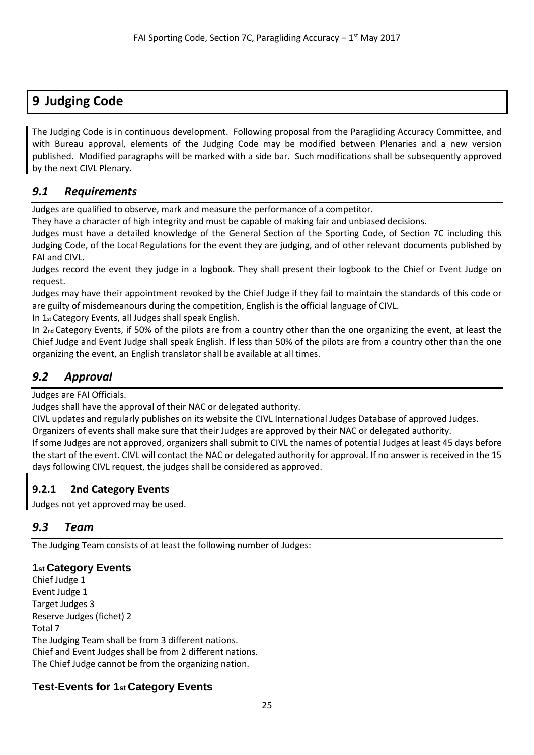# 9 Judging Code

The Judging Code is in continuous development. Following proposal from the Paragliding Accuracy Committee, and with Bureau approval, elements of the Judging Code may be modified between Plenaries and a new version published. Modified paragraphs will be marked with a side bar. Such modifications shall be subsequently approved by the next CIVL Plenary.

## *9.1 Requirements*

Judges are qualified to observe, mark and measure the performance of a competitor.

They have a character of high integrity and must be capable of making fair and unbiased decisions.

Judges must have a detailed knowledge of the General Section of the Sporting Code, of Section 7C including this Judging Code, of the Local Regulations for the event they are judging, and of other relevant documents published by FAI and CIVL.

Judges record the event they judge in a logbook. They shall present their logbook to the Chief or Event Judge on request.

Judges may have their appointment revoked by the Chief Judge if they fail to maintain the standards of this code or are guilty of misdemeanours during the competition, English is the official language of CIVL.

In 1st Category Events, all Judges shall speak English.

In 2nd Category Events, if 50% of the pilots are from a country other than the one organizing the event, at least the Chief Judge and Event Judge shall speak English. If less than 50% of the pilots are from a country other than the one organizing the event, an English translator shall be available at all times.

## *9.2 Approval*

Judges are FAI Officials.

Judges shall have the approval of their NAC or delegated authority.

CIVL updates and regularly publishes on its website the CIVL International Judges Database of approved Judges.

Organizers of events shall make sure that their Judges are approved by their NAC or delegated authority.

If some Judges are not approved, organizers shall submit to CIVL the names of potential Judges at least 45 days before the start of the event. CIVL will contact the NAC or delegated authority for approval. If no answer is received in the 15 days following CIVL request, the judges shall be considered as approved.

### 9.2.1 2nd Category Events

Judges not yet approved may be used.

## *9.3 Team*

The Judging Team consists of at least the following number of Judges:

### 1st Category Events

Chief Judge 1
Event Judge 1
Target Judges 3
Reserve Judges (fichet) 2
Total 7

The Judging Team shall be from 3 different nations.
Chief and Event Judges shall be from 2 different nations.
The Chief Judge cannot be from the organizing nation.

### Test-Events for 1st Category Events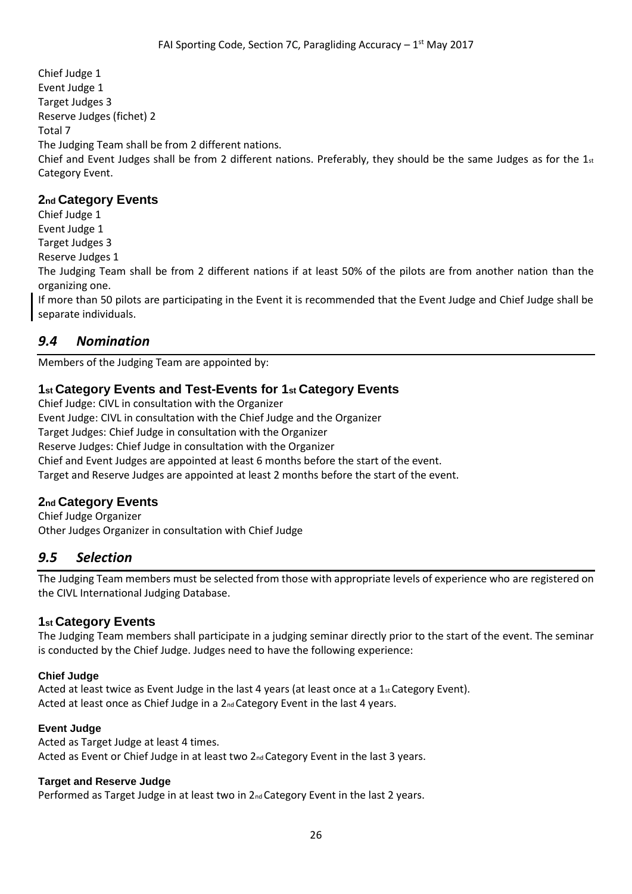Chief Judge 1
Event Judge 1
Target Judges 3
Reserve Judges (fichet) 2
Total 7
The Judging Team shall be from 2 different nations.
Chief and Event Judges shall be from 2 different nations. Preferably, they should be the same Judges as for the 1st Category Event.

### 2nd Category Events

Chief Judge 1
Event Judge 1
Target Judges 3
Reserve Judges 1
The Judging Team shall be from 2 different nations if at least 50% of the pilots are from another nation than the organizing one.
If more than 50 pilots are participating in the Event it is recommended that the Event Judge and Chief Judge shall be separate individuals.

## *9.4 Nomination*

Members of the Judging Team are appointed by:

### 1st Category Events and Test-Events for 1st Category Events

Chief Judge: CIVL in consultation with the Organizer
Event Judge: CIVL in consultation with the Chief Judge and the Organizer
Target Judges: Chief Judge in consultation with the Organizer
Reserve Judges: Chief Judge in consultation with the Organizer
Chief and Event Judges are appointed at least 6 months before the start of the event.
Target and Reserve Judges are appointed at least 2 months before the start of the event.

### 2nd Category Events

Chief Judge Organizer
Other Judges Organizer in consultation with Chief Judge

## *9.5 Selection*

The Judging Team members must be selected from those with appropriate levels of experience who are registered on the CIVL International Judging Database.

### 1st Category Events

The Judging Team members shall participate in a judging seminar directly prior to the start of the event. The seminar is conducted by the Chief Judge. Judges need to have the following experience:

#### Chief Judge

Acted at least twice as Event Judge in the last 4 years (at least once at a 1st Category Event).
Acted at least once as Chief Judge in a 2nd Category Event in the last 4 years.

#### Event Judge

Acted as Target Judge at least 4 times.
Acted as Event or Chief Judge in at least two 2nd Category Event in the last 3 years.

#### Target and Reserve Judge

Performed as Target Judge in at least two in 2nd Category Event in the last 2 years.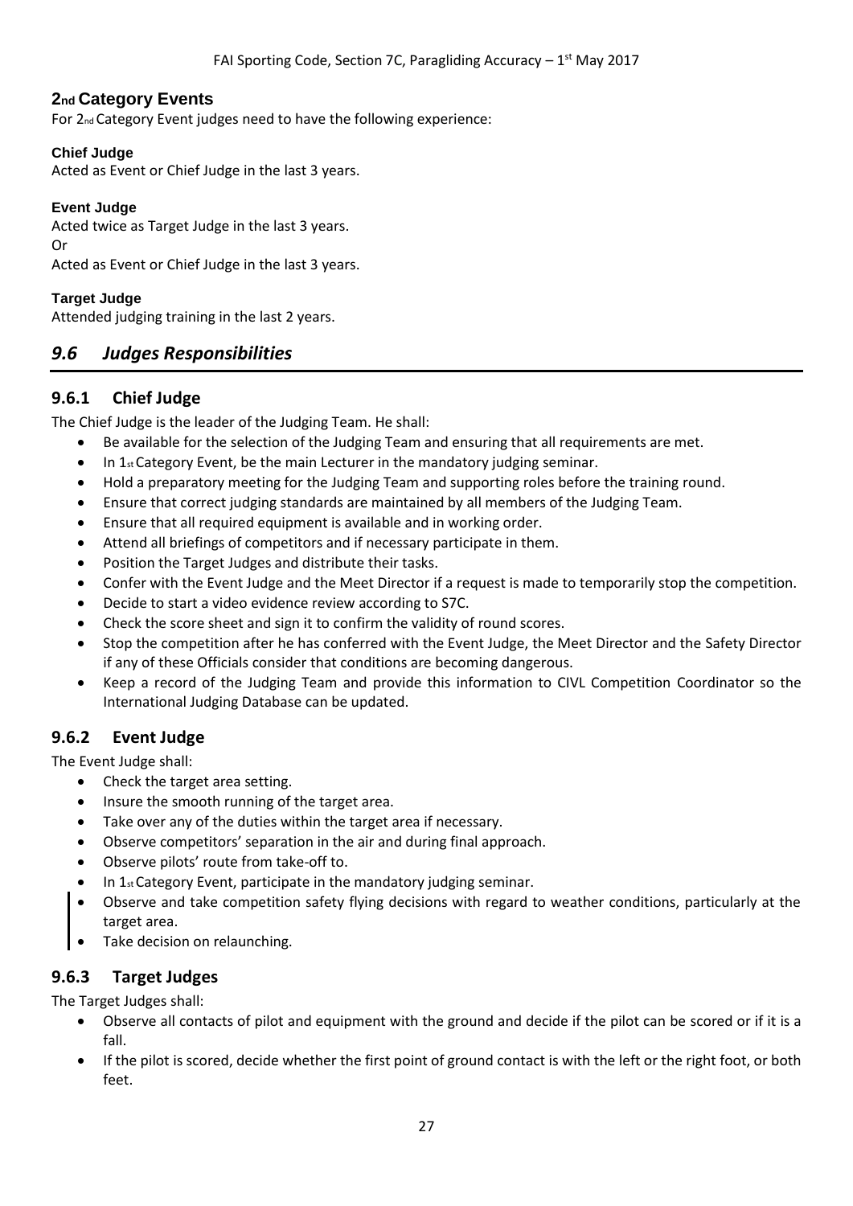## 2nd Category Events

For 2nd Category Event judges need to have the following experience:

**Chief Judge**

Acted as Event or Chief Judge in the last 3 years.

**Event Judge**

Acted twice as Target Judge in the last 3 years.

Or

Acted as Event or Chief Judge in the last 3 years.

**Target Judge**

Attended judging training in the last 2 years.

## *9.6 Judges Responsibilities*

### 9.6.1 Chief Judge

The Chief Judge is the leader of the Judging Team. He shall:

- Be available for the selection of the Judging Team and ensuring that all requirements are met.
- In 1st Category Event, be the main Lecturer in the mandatory judging seminar.
- Hold a preparatory meeting for the Judging Team and supporting roles before the training round.
- Ensure that correct judging standards are maintained by all members of the Judging Team.
- Ensure that all required equipment is available and in working order.
- Attend all briefings of competitors and if necessary participate in them.
- Position the Target Judges and distribute their tasks.
- Confer with the Event Judge and the Meet Director if a request is made to temporarily stop the competition.
- Decide to start a video evidence review according to S7C.
- Check the score sheet and sign it to confirm the validity of round scores.
- Stop the competition after he has conferred with the Event Judge, the Meet Director and the Safety Director if any of these Officials consider that conditions are becoming dangerous.
- Keep a record of the Judging Team and provide this information to CIVL Competition Coordinator so the International Judging Database can be updated.

### 9.6.2 Event Judge

The Event Judge shall:

- Check the target area setting.
- Insure the smooth running of the target area.
- Take over any of the duties within the target area if necessary.
- Observe competitors' separation in the air and during final approach.
- Observe pilots' route from take-off to.
- In 1st Category Event, participate in the mandatory judging seminar.
- Observe and take competition safety flying decisions with regard to weather conditions, particularly at the target area.
- Take decision on relaunching.

### 9.6.3 Target Judges

The Target Judges shall:

- Observe all contacts of pilot and equipment with the ground and decide if the pilot can be scored or if it is a fall.
- If the pilot is scored, decide whether the first point of ground contact is with the left or the right foot, or both feet.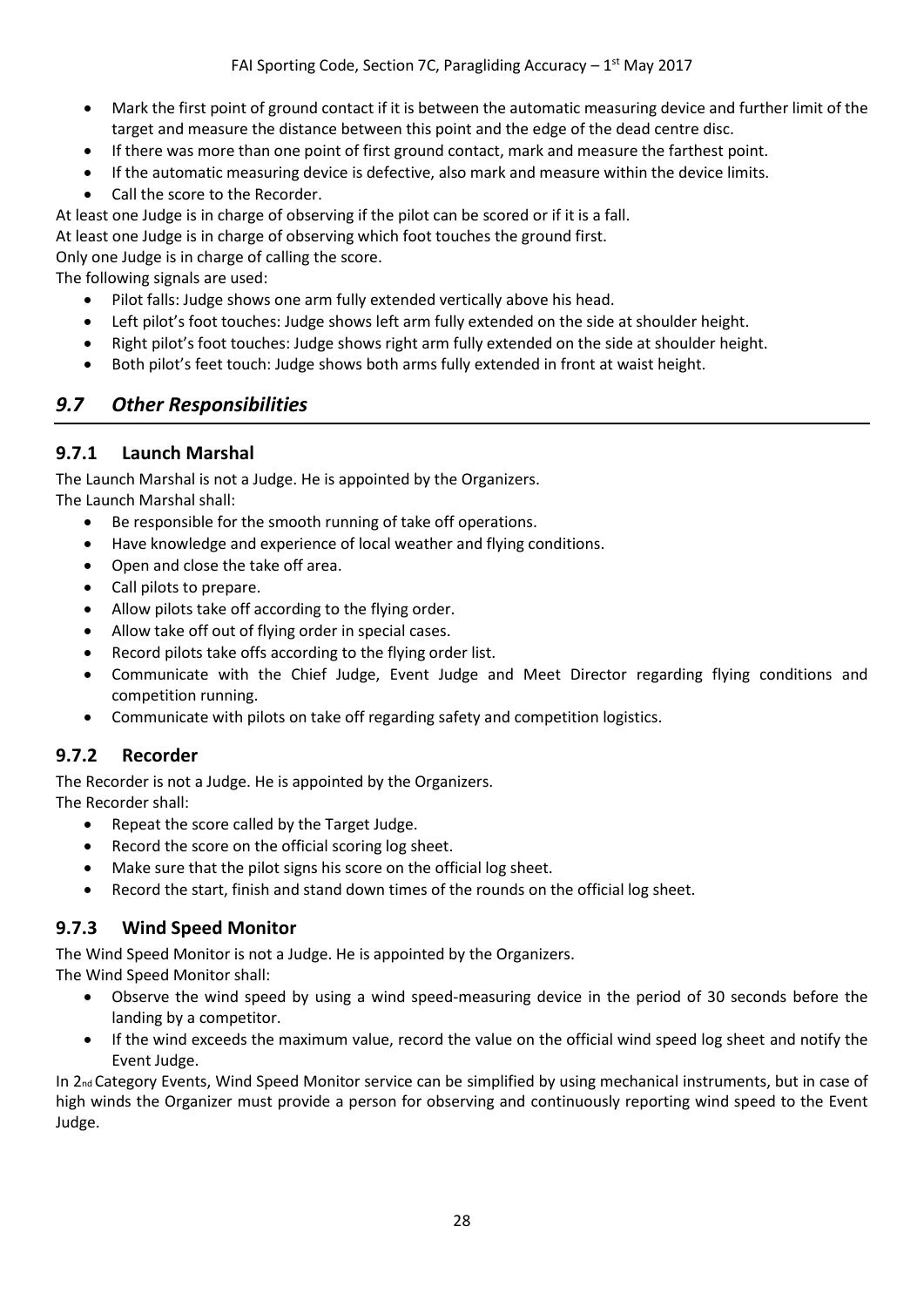- Mark the first point of ground contact if it is between the automatic measuring device and further limit of the target and measure the distance between this point and the edge of the dead centre disc.
- If there was more than one point of first ground contact, mark and measure the farthest point.
- If the automatic measuring device is defective, also mark and measure within the device limits.
- Call the score to the Recorder.

At least one Judge is in charge of observing if the pilot can be scored or if it is a fall.
At least one Judge is in charge of observing which foot touches the ground first.
Only one Judge is in charge of calling the score.
The following signals are used:

- Pilot falls: Judge shows one arm fully extended vertically above his head.
- Left pilot's foot touches: Judge shows left arm fully extended on the side at shoulder height.
- Right pilot's foot touches: Judge shows right arm fully extended on the side at shoulder height.
- Both pilot's feet touch: Judge shows both arms fully extended in front at waist height.

## *9.7 Other Responsibilities*

### 9.7.1 Launch Marshal

The Launch Marshal is not a Judge. He is appointed by the Organizers.
The Launch Marshal shall:

- Be responsible for the smooth running of take off operations.
- Have knowledge and experience of local weather and flying conditions.
- Open and close the take off area.
- Call pilots to prepare.
- Allow pilots take off according to the flying order.
- Allow take off out of flying order in special cases.
- Record pilots take offs according to the flying order list.
- Communicate with the Chief Judge, Event Judge and Meet Director regarding flying conditions and competition running.
- Communicate with pilots on take off regarding safety and competition logistics.

### 9.7.2 Recorder

The Recorder is not a Judge. He is appointed by the Organizers.
The Recorder shall:

- Repeat the score called by the Target Judge.
- Record the score on the official scoring log sheet.
- Make sure that the pilot signs his score on the official log sheet.
- Record the start, finish and stand down times of the rounds on the official log sheet.

### 9.7.3 Wind Speed Monitor

The Wind Speed Monitor is not a Judge. He is appointed by the Organizers.
The Wind Speed Monitor shall:

- Observe the wind speed by using a wind speed-measuring device in the period of 30 seconds before the landing by a competitor.
- If the wind exceeds the maximum value, record the value on the official wind speed log sheet and notify the Event Judge.

In 2nd Category Events, Wind Speed Monitor service can be simplified by using mechanical instruments, but in case of high winds the Organizer must provide a person for observing and continuously reporting wind speed to the Event Judge.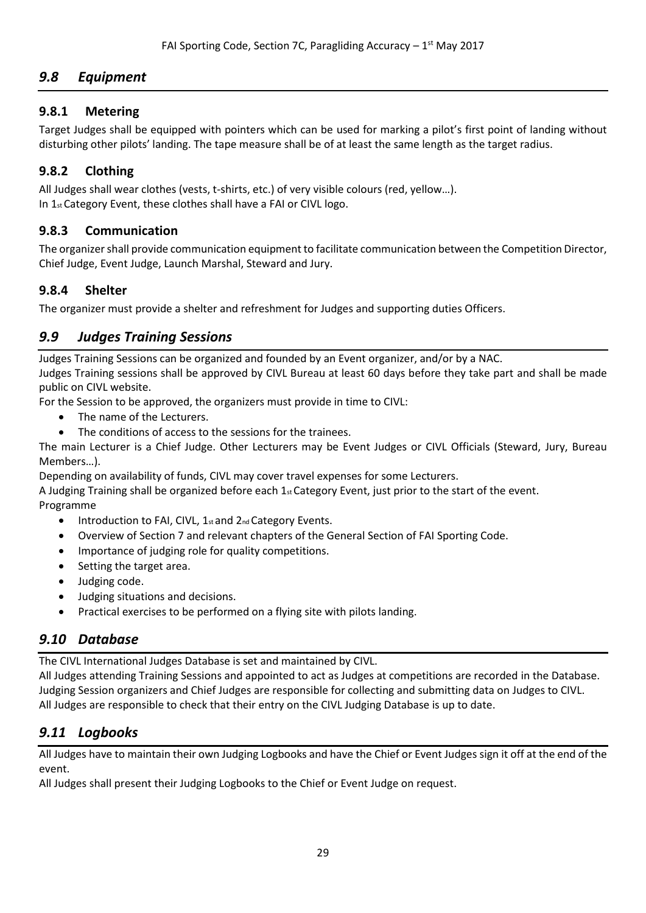## *9.8 Equipment*

### 9.8.1 Metering

Target Judges shall be equipped with pointers which can be used for marking a pilot's first point of landing without disturbing other pilots' landing. The tape measure shall be of at least the same length as the target radius.

### 9.8.2 Clothing

All Judges shall wear clothes (vests, t-shirts, etc.) of very visible colours (red, yellow…).
In 1st Category Event, these clothes shall have a FAI or CIVL logo.

### 9.8.3 Communication

The organizer shall provide communication equipment to facilitate communication between the Competition Director, Chief Judge, Event Judge, Launch Marshal, Steward and Jury.

### 9.8.4 Shelter

The organizer must provide a shelter and refreshment for Judges and supporting duties Officers.

## *9.9 Judges Training Sessions*

Judges Training Sessions can be organized and founded by an Event organizer, and/or by a NAC.
Judges Training sessions shall be approved by CIVL Bureau at least 60 days before they take part and shall be made public on CIVL website.
For the Session to be approved, the organizers must provide in time to CIVL:

- The name of the Lecturers.
- The conditions of access to the sessions for the trainees.

The main Lecturer is a Chief Judge. Other Lecturers may be Event Judges or CIVL Officials (Steward, Jury, Bureau Members…).
Depending on availability of funds, CIVL may cover travel expenses for some Lecturers.
A Judging Training shall be organized before each 1st Category Event, just prior to the start of the event.
Programme

- Introduction to FAI, CIVL, 1st and 2nd Category Events.
- Overview of Section 7 and relevant chapters of the General Section of FAI Sporting Code.
- Importance of judging role for quality competitions.
- Setting the target area.
- Judging code.
- Judging situations and decisions.
- Practical exercises to be performed on a flying site with pilots landing.

## *9.10 Database*

The CIVL International Judges Database is set and maintained by CIVL.
All Judges attending Training Sessions and appointed to act as Judges at competitions are recorded in the Database.
Judging Session organizers and Chief Judges are responsible for collecting and submitting data on Judges to CIVL.
All Judges are responsible to check that their entry on the CIVL Judging Database is up to date.

## *9.11 Logbooks*

All Judges have to maintain their own Judging Logbooks and have the Chief or Event Judges sign it off at the end of the event.
All Judges shall present their Judging Logbooks to the Chief or Event Judge on request.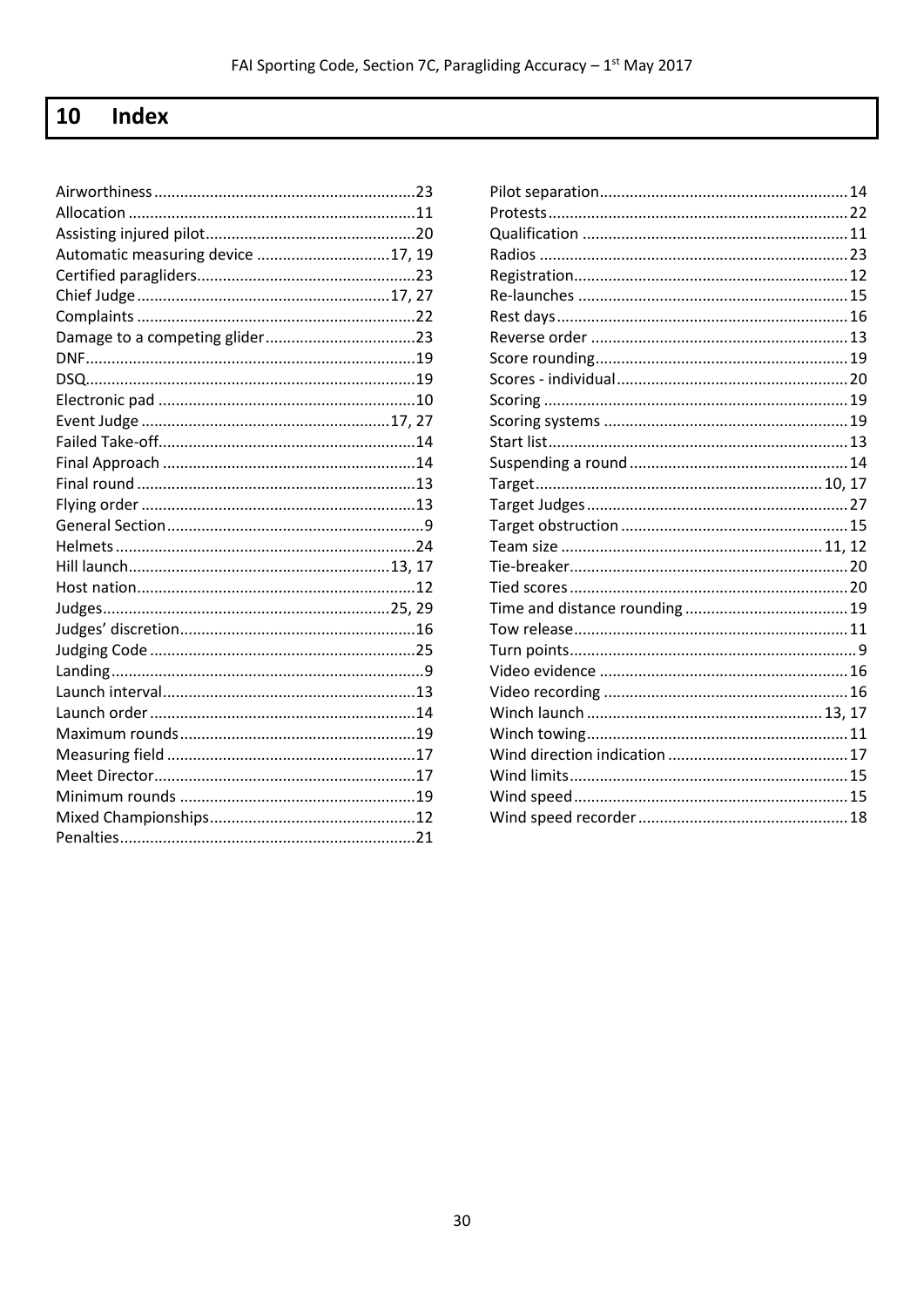# 10 Index

Airworthiness ..... 23
Allocation ..... 11
Assisting injured pilot ..... 20
Automatic measuring device ..... 17, 19
Certified paragliders ..... 23
Chief Judge ..... 17, 27
Complaints ..... 22
Damage to a competing glider ..... 23
DNF ..... 19
DSQ ..... 19
Electronic pad ..... 10
Event Judge ..... 17, 27
Failed Take-off ..... 14
Final Approach ..... 14
Final round ..... 13
Flying order ..... 13
General Section ..... 9
Helmets ..... 24
Hill launch ..... 13, 17
Host nation ..... 12
Judges ..... 25, 29
Judges' discretion ..... 16
Judging Code ..... 25
Landing ..... 9
Launch interval ..... 13
Launch order ..... 14
Maximum rounds ..... 19
Measuring field ..... 17
Meet Director ..... 17
Minimum rounds ..... 19
Mixed Championships ..... 12
Penalties ..... 21
Pilot separation ..... 14
Protests ..... 22
Qualification ..... 11
Radios ..... 23
Registration ..... 12
Re-launches ..... 15
Rest days ..... 16
Reverse order ..... 13
Score rounding ..... 19
Scores - individual ..... 20
Scoring ..... 19
Scoring systems ..... 19
Start list ..... 13
Suspending a round ..... 14
Target ..... 10, 17
Target Judges ..... 27
Target obstruction ..... 15
Team size ..... 11, 12
Tie-breaker ..... 20
Tied scores ..... 20
Time and distance rounding ..... 19
Tow release ..... 11
Turn points ..... 9
Video evidence ..... 16
Video recording ..... 16
Winch launch ..... 13, 17
Winch towing ..... 11
Wind direction indication ..... 17
Wind limits ..... 15
Wind speed ..... 15
Wind speed recorder ..... 18